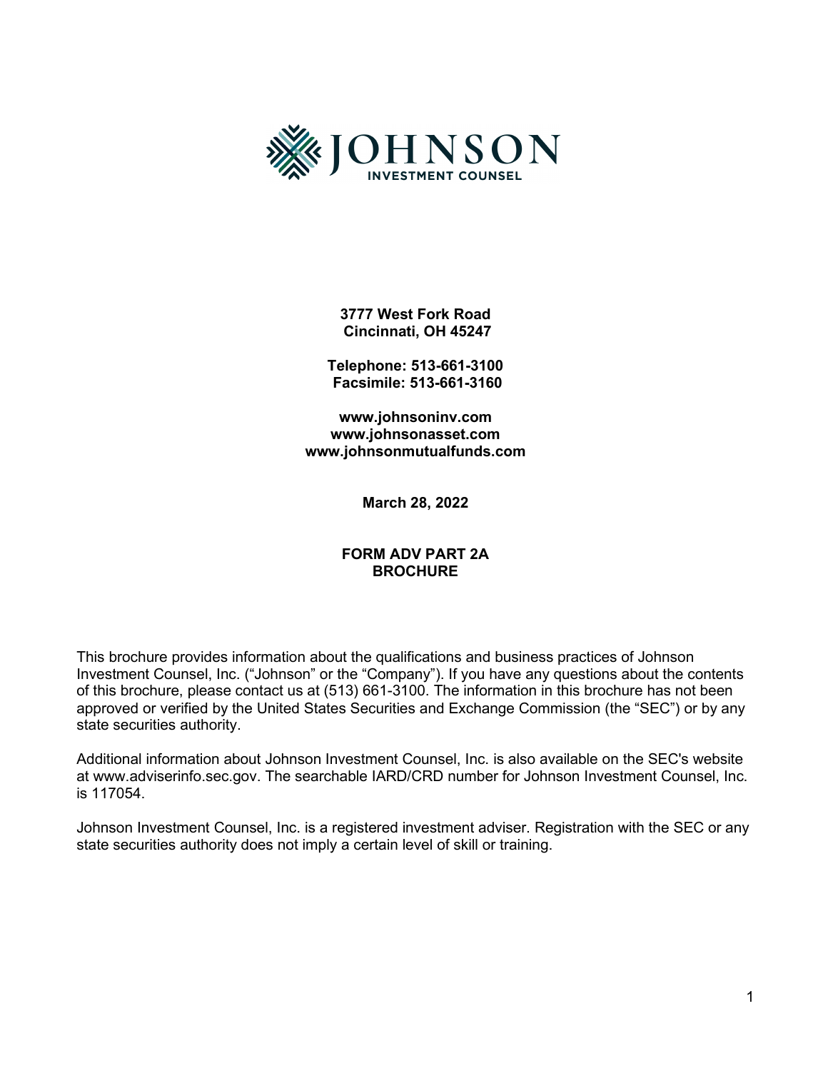JOHNSON
INVESTMENT COUNSEL

**3777 West Fork Road**
**Cincinnati, OH 45247**

**Telephone: 513-661-3100**
**Facsimile: 513-661-3160**

**www.johnsoninv.com**
**www.johnsonasset.com**
**www.johnsonmutualfunds.com**

**March 28, 2022**

**FORM ADV PART 2A**
**BROCHURE**

This brochure provides information about the qualifications and business practices of Johnson Investment Counsel, Inc. ("Johnson" or the "Company"). If you have any questions about the contents of this brochure, please contact us at (513) 661-3100. The information in this brochure has not been approved or verified by the United States Securities and Exchange Commission (the "SEC") or by any state securities authority.

Additional information about Johnson Investment Counsel, Inc. is also available on the SEC's website at www.adviserinfo.sec.gov. The searchable IARD/CRD number for Johnson Investment Counsel, Inc. is 117054.

Johnson Investment Counsel, Inc. is a registered investment adviser. Registration with the SEC or any state securities authority does not imply a certain level of skill or training.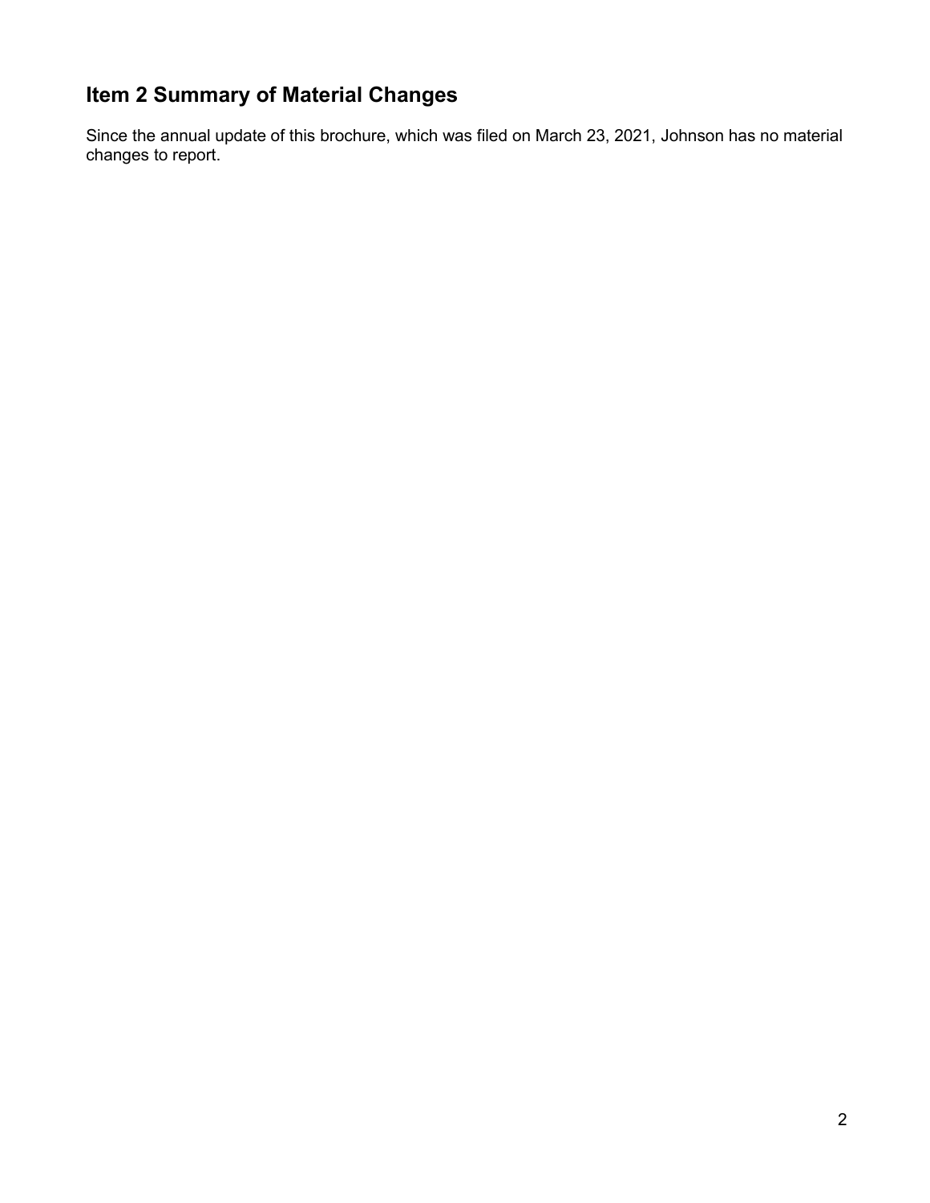## Item 2 Summary of Material Changes

Since the annual update of this brochure, which was filed on March 23, 2021, Johnson has no material changes to report.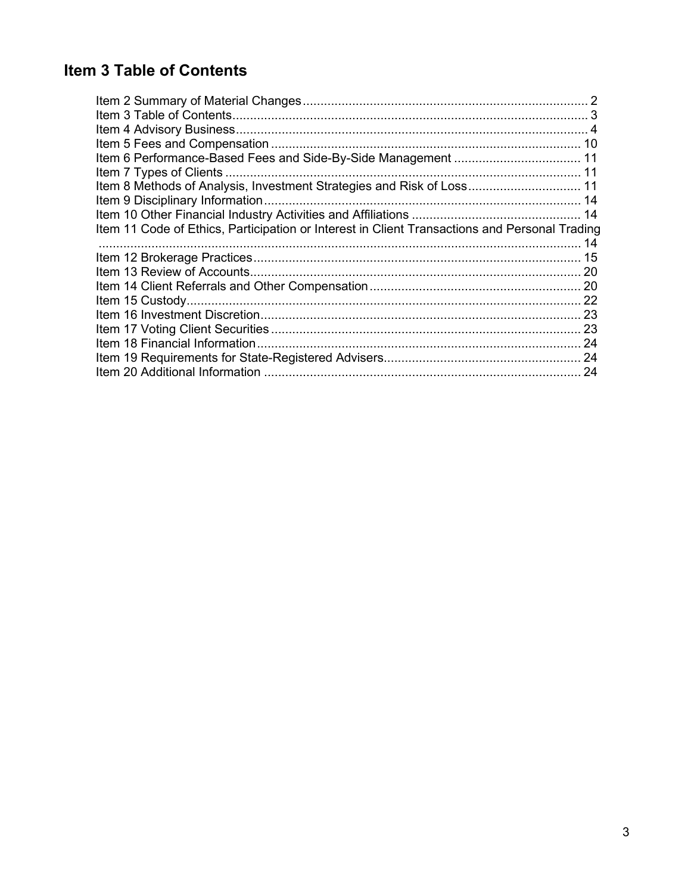# Item 3 Table of Contents

Item 2 Summary of Material Changes ................................................................................ 2
Item 3 Table of Contents .................................................................................................. 3
Item 4 Advisory Business .................................................................................................. 4
Item 5 Fees and Compensation ...................................................................................... 10
Item 6 Performance-Based Fees and Side-By-Side Management .................................... 11
Item 7 Types of Clients ................................................................................................... 11
Item 8 Methods of Analysis, Investment Strategies and Risk of Loss ................................ 11
Item 9 Disciplinary Information ........................................................................................ 14
Item 10 Other Financial Industry Activities and Affiliations ............................................... 14
Item 11 Code of Ethics, Participation or Interest in Client Transactions and Personal Trading ........................................................................................................................ 14
Item 12 Brokerage Practices ............................................................................................ 15
Item 13 Review of Accounts ............................................................................................. 20
Item 14 Client Referrals and Other Compensation ............................................................ 20
Item 15 Custody ............................................................................................................... 22
Item 16 Investment Discretion .......................................................................................... 23
Item 17 Voting Client Securities ....................................................................................... 23
Item 18 Financial Information ........................................................................................... 24
Item 19 Requirements for State-Registered Advisers ........................................................ 24
Item 20 Additional Information ......................................................................................... 24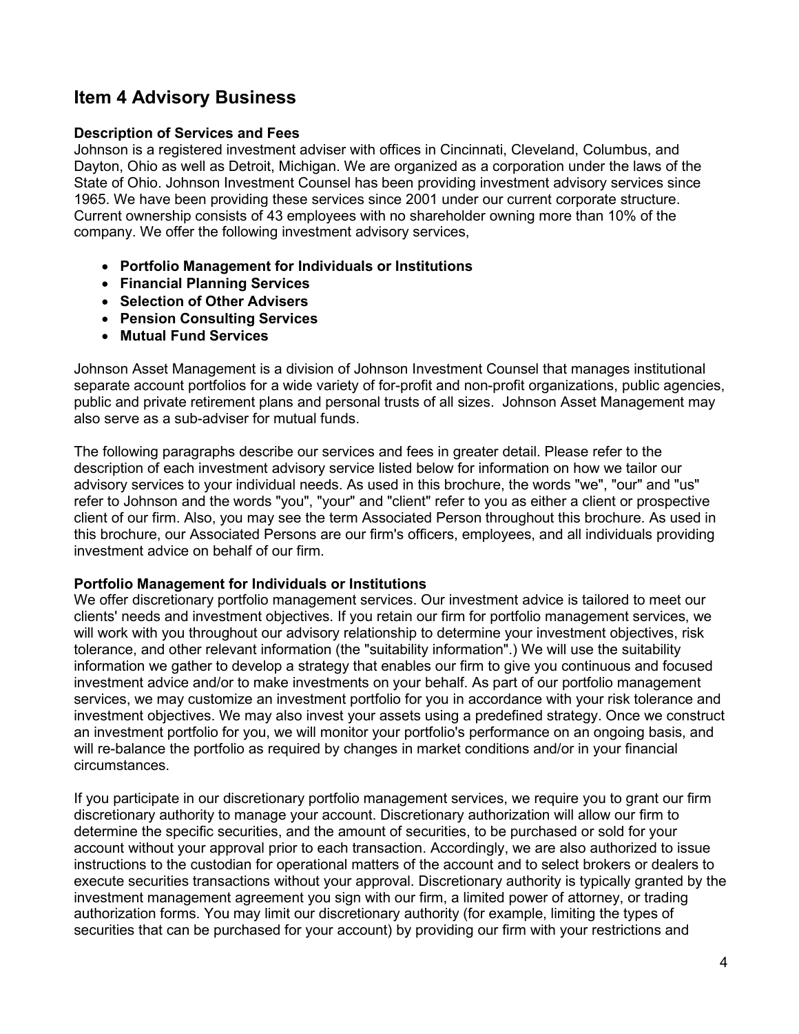## Item 4 Advisory Business

**Description of Services and Fees**

Johnson is a registered investment adviser with offices in Cincinnati, Cleveland, Columbus, and Dayton, Ohio as well as Detroit, Michigan. We are organized as a corporation under the laws of the State of Ohio. Johnson Investment Counsel has been providing investment advisory services since 1965. We have been providing these services since 2001 under our current corporate structure. Current ownership consists of 43 employees with no shareholder owning more than 10% of the company. We offer the following investment advisory services,

- **Portfolio Management for Individuals or Institutions**
- **Financial Planning Services**
- **Selection of Other Advisers**
- **Pension Consulting Services**
- **Mutual Fund Services**

Johnson Asset Management is a division of Johnson Investment Counsel that manages institutional separate account portfolios for a wide variety of for-profit and non-profit organizations, public agencies, public and private retirement plans and personal trusts of all sizes. Johnson Asset Management may also serve as a sub-adviser for mutual funds.

The following paragraphs describe our services and fees in greater detail. Please refer to the description of each investment advisory service listed below for information on how we tailor our advisory services to your individual needs. As used in this brochure, the words "we", "our" and "us" refer to Johnson and the words "you", "your" and "client" refer to you as either a client or prospective client of our firm. Also, you may see the term Associated Person throughout this brochure. As used in this brochure, our Associated Persons are our firm's officers, employees, and all individuals providing investment advice on behalf of our firm.

**Portfolio Management for Individuals or Institutions**

We offer discretionary portfolio management services. Our investment advice is tailored to meet our clients' needs and investment objectives. If you retain our firm for portfolio management services, we will work with you throughout our advisory relationship to determine your investment objectives, risk tolerance, and other relevant information (the "suitability information".) We will use the suitability information we gather to develop a strategy that enables our firm to give you continuous and focused investment advice and/or to make investments on your behalf. As part of our portfolio management services, we may customize an investment portfolio for you in accordance with your risk tolerance and investment objectives. We may also invest your assets using a predefined strategy. Once we construct an investment portfolio for you, we will monitor your portfolio's performance on an ongoing basis, and will re-balance the portfolio as required by changes in market conditions and/or in your financial circumstances.

If you participate in our discretionary portfolio management services, we require you to grant our firm discretionary authority to manage your account. Discretionary authorization will allow our firm to determine the specific securities, and the amount of securities, to be purchased or sold for your account without your approval prior to each transaction. Accordingly, we are also authorized to issue instructions to the custodian for operational matters of the account and to select brokers or dealers to execute securities transactions without your approval. Discretionary authority is typically granted by the investment management agreement you sign with our firm, a limited power of attorney, or trading authorization forms. You may limit our discretionary authority (for example, limiting the types of securities that can be purchased for your account) by providing our firm with your restrictions and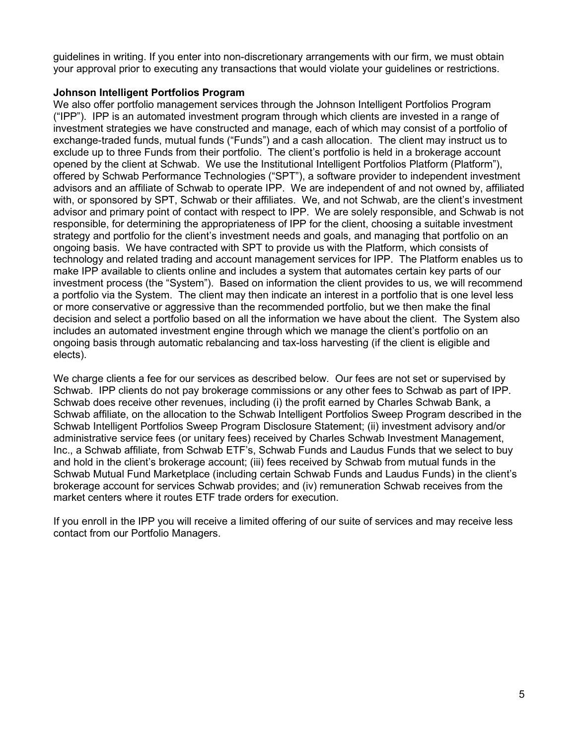guidelines in writing. If you enter into non-discretionary arrangements with our firm, we must obtain your approval prior to executing any transactions that would violate your guidelines or restrictions.

**Johnson Intelligent Portfolios Program**

We also offer portfolio management services through the Johnson Intelligent Portfolios Program ("IPP"). IPP is an automated investment program through which clients are invested in a range of investment strategies we have constructed and manage, each of which may consist of a portfolio of exchange-traded funds, mutual funds ("Funds") and a cash allocation. The client may instruct us to exclude up to three Funds from their portfolio. The client's portfolio is held in a brokerage account opened by the client at Schwab. We use the Institutional Intelligent Portfolios Platform (Platform"), offered by Schwab Performance Technologies ("SPT"), a software provider to independent investment advisors and an affiliate of Schwab to operate IPP. We are independent of and not owned by, affiliated with, or sponsored by SPT, Schwab or their affiliates. We, and not Schwab, are the client's investment advisor and primary point of contact with respect to IPP. We are solely responsible, and Schwab is not responsible, for determining the appropriateness of IPP for the client, choosing a suitable investment strategy and portfolio for the client's investment needs and goals, and managing that portfolio on an ongoing basis. We have contracted with SPT to provide us with the Platform, which consists of technology and related trading and account management services for IPP. The Platform enables us to make IPP available to clients online and includes a system that automates certain key parts of our investment process (the "System"). Based on information the client provides to us, we will recommend a portfolio via the System. The client may then indicate an interest in a portfolio that is one level less or more conservative or aggressive than the recommended portfolio, but we then make the final decision and select a portfolio based on all the information we have about the client. The System also includes an automated investment engine through which we manage the client's portfolio on an ongoing basis through automatic rebalancing and tax-loss harvesting (if the client is eligible and elects).

We charge clients a fee for our services as described below. Our fees are not set or supervised by Schwab. IPP clients do not pay brokerage commissions or any other fees to Schwab as part of IPP. Schwab does receive other revenues, including (i) the profit earned by Charles Schwab Bank, a Schwab affiliate, on the allocation to the Schwab Intelligent Portfolios Sweep Program described in the Schwab Intelligent Portfolios Sweep Program Disclosure Statement; (ii) investment advisory and/or administrative service fees (or unitary fees) received by Charles Schwab Investment Management, Inc., a Schwab affiliate, from Schwab ETF's, Schwab Funds and Laudus Funds that we select to buy and hold in the client's brokerage account; (iii) fees received by Schwab from mutual funds in the Schwab Mutual Fund Marketplace (including certain Schwab Funds and Laudus Funds) in the client's brokerage account for services Schwab provides; and (iv) remuneration Schwab receives from the market centers where it routes ETF trade orders for execution.

If you enroll in the IPP you will receive a limited offering of our suite of services and may receive less contact from our Portfolio Managers.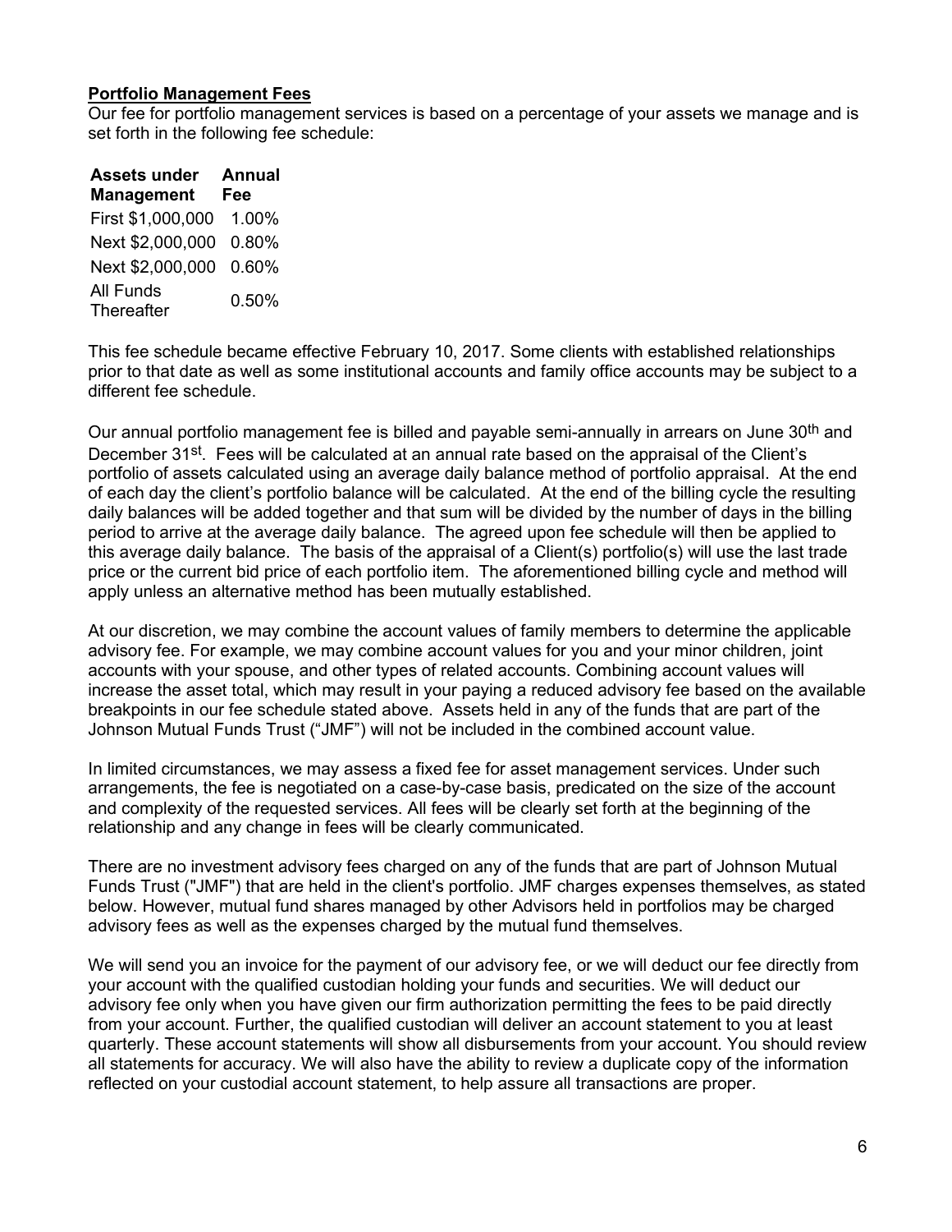**Portfolio Management Fees**

Our fee for portfolio management services is based on a percentage of your assets we manage and is set forth in the following fee schedule:

| Assets under Management | Annual Fee |
| --- | --- |
| First $1,000,000 | 1.00% |
| Next $2,000,000 | 0.80% |
| Next $2,000,000 | 0.60% |
| All Funds Thereafter | 0.50% |

This fee schedule became effective February 10, 2017. Some clients with established relationships prior to that date as well as some institutional accounts and family office accounts may be subject to a different fee schedule.

Our annual portfolio management fee is billed and payable semi-annually in arrears on June 30th and December 31st. Fees will be calculated at an annual rate based on the appraisal of the Client's portfolio of assets calculated using an average daily balance method of portfolio appraisal. At the end of each day the client's portfolio balance will be calculated. At the end of the billing cycle the resulting daily balances will be added together and that sum will be divided by the number of days in the billing period to arrive at the average daily balance. The agreed upon fee schedule will then be applied to this average daily balance. The basis of the appraisal of a Client(s) portfolio(s) will use the last trade price or the current bid price of each portfolio item. The aforementioned billing cycle and method will apply unless an alternative method has been mutually established.

At our discretion, we may combine the account values of family members to determine the applicable advisory fee. For example, we may combine account values for you and your minor children, joint accounts with your spouse, and other types of related accounts. Combining account values will increase the asset total, which may result in your paying a reduced advisory fee based on the available breakpoints in our fee schedule stated above. Assets held in any of the funds that are part of the Johnson Mutual Funds Trust ("JMF") will not be included in the combined account value.

In limited circumstances, we may assess a fixed fee for asset management services. Under such arrangements, the fee is negotiated on a case-by-case basis, predicated on the size of the account and complexity of the requested services. All fees will be clearly set forth at the beginning of the relationship and any change in fees will be clearly communicated.

There are no investment advisory fees charged on any of the funds that are part of Johnson Mutual Funds Trust ("JMF") that are held in the client's portfolio. JMF charges expenses themselves, as stated below. However, mutual fund shares managed by other Advisors held in portfolios may be charged advisory fees as well as the expenses charged by the mutual fund themselves.

We will send you an invoice for the payment of our advisory fee, or we will deduct our fee directly from your account with the qualified custodian holding your funds and securities. We will deduct our advisory fee only when you have given our firm authorization permitting the fees to be paid directly from your account. Further, the qualified custodian will deliver an account statement to you at least quarterly. These account statements will show all disbursements from your account. You should review all statements for accuracy. We will also have the ability to review a duplicate copy of the information reflected on your custodial account statement, to help assure all transactions are proper.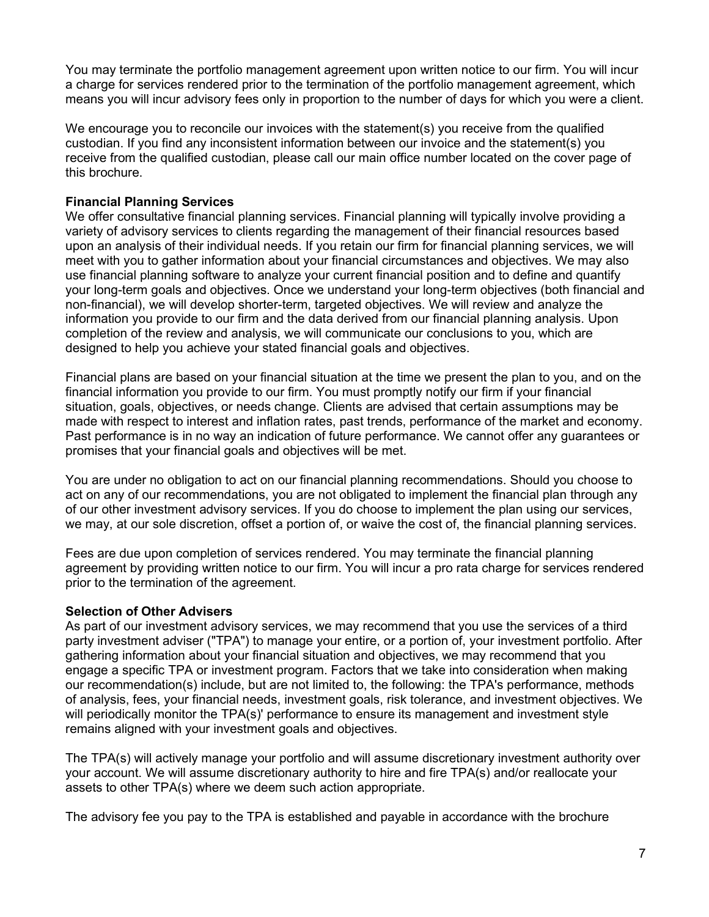You may terminate the portfolio management agreement upon written notice to our firm. You will incur a charge for services rendered prior to the termination of the portfolio management agreement, which means you will incur advisory fees only in proportion to the number of days for which you were a client.

We encourage you to reconcile our invoices with the statement(s) you receive from the qualified custodian. If you find any inconsistent information between our invoice and the statement(s) you receive from the qualified custodian, please call our main office number located on the cover page of this brochure.

**Financial Planning Services**

We offer consultative financial planning services. Financial planning will typically involve providing a variety of advisory services to clients regarding the management of their financial resources based upon an analysis of their individual needs. If you retain our firm for financial planning services, we will meet with you to gather information about your financial circumstances and objectives. We may also use financial planning software to analyze your current financial position and to define and quantify your long-term goals and objectives. Once we understand your long-term objectives (both financial and non-financial), we will develop shorter-term, targeted objectives. We will review and analyze the information you provide to our firm and the data derived from our financial planning analysis. Upon completion of the review and analysis, we will communicate our conclusions to you, which are designed to help you achieve your stated financial goals and objectives.

Financial plans are based on your financial situation at the time we present the plan to you, and on the financial information you provide to our firm. You must promptly notify our firm if your financial situation, goals, objectives, or needs change. Clients are advised that certain assumptions may be made with respect to interest and inflation rates, past trends, performance of the market and economy. Past performance is in no way an indication of future performance. We cannot offer any guarantees or promises that your financial goals and objectives will be met.

You are under no obligation to act on our financial planning recommendations. Should you choose to act on any of our recommendations, you are not obligated to implement the financial plan through any of our other investment advisory services. If you do choose to implement the plan using our services, we may, at our sole discretion, offset a portion of, or waive the cost of, the financial planning services.

Fees are due upon completion of services rendered. You may terminate the financial planning agreement by providing written notice to our firm. You will incur a pro rata charge for services rendered prior to the termination of the agreement.

**Selection of Other Advisers**

As part of our investment advisory services, we may recommend that you use the services of a third party investment adviser ("TPA") to manage your entire, or a portion of, your investment portfolio. After gathering information about your financial situation and objectives, we may recommend that you engage a specific TPA or investment program. Factors that we take into consideration when making our recommendation(s) include, but are not limited to, the following: the TPA's performance, methods of analysis, fees, your financial needs, investment goals, risk tolerance, and investment objectives. We will periodically monitor the TPA(s)' performance to ensure its management and investment style remains aligned with your investment goals and objectives.

The TPA(s) will actively manage your portfolio and will assume discretionary investment authority over your account. We will assume discretionary authority to hire and fire TPA(s) and/or reallocate your assets to other TPA(s) where we deem such action appropriate.

The advisory fee you pay to the TPA is established and payable in accordance with the brochure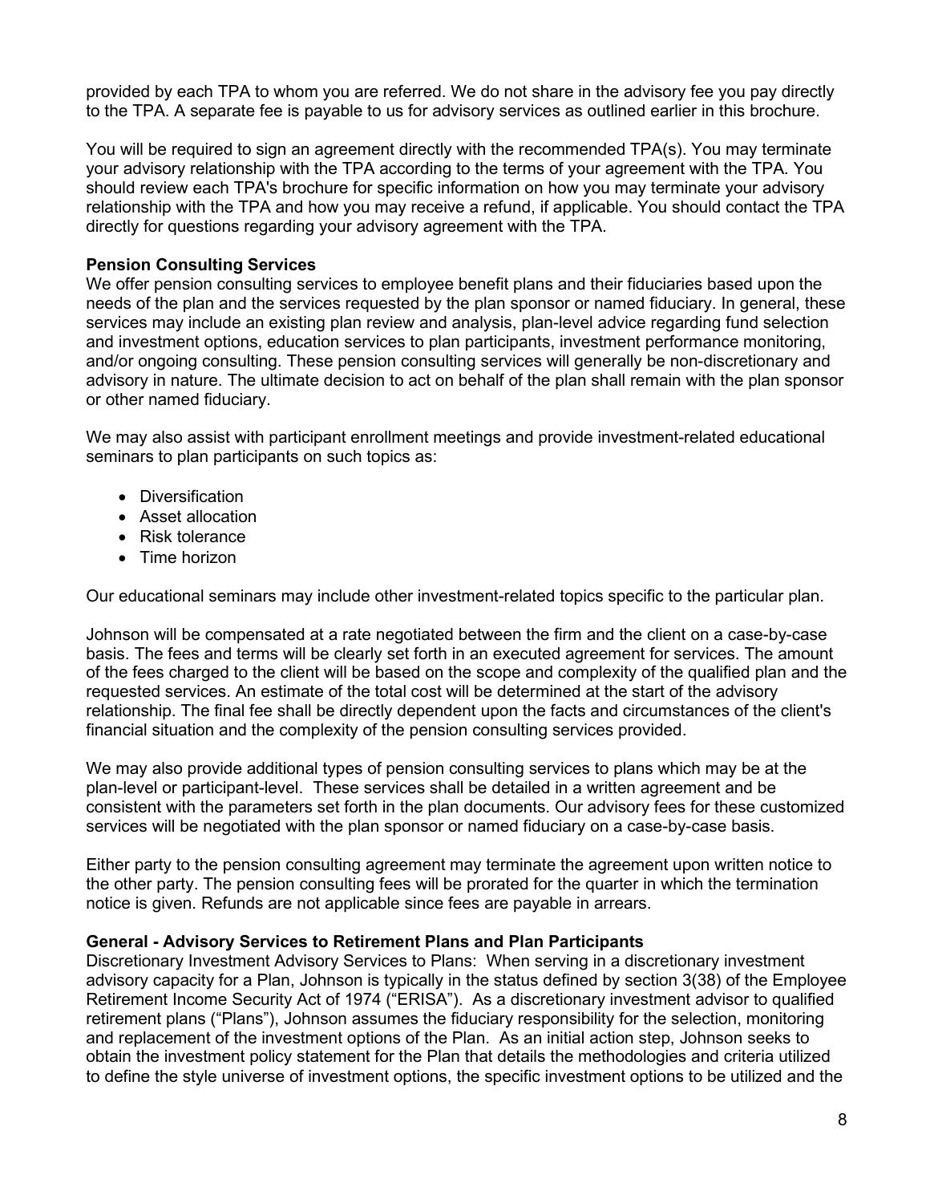provided by each TPA to whom you are referred. We do not share in the advisory fee you pay directly to the TPA. A separate fee is payable to us for advisory services as outlined earlier in this brochure.

You will be required to sign an agreement directly with the recommended TPA(s). You may terminate your advisory relationship with the TPA according to the terms of your agreement with the TPA. You should review each TPA's brochure for specific information on how you may terminate your advisory relationship with the TPA and how you may receive a refund, if applicable. You should contact the TPA directly for questions regarding your advisory agreement with the TPA.

**Pension Consulting Services**

We offer pension consulting services to employee benefit plans and their fiduciaries based upon the needs of the plan and the services requested by the plan sponsor or named fiduciary. In general, these services may include an existing plan review and analysis, plan-level advice regarding fund selection and investment options, education services to plan participants, investment performance monitoring, and/or ongoing consulting. These pension consulting services will generally be non-discretionary and advisory in nature. The ultimate decision to act on behalf of the plan shall remain with the plan sponsor or other named fiduciary.

We may also assist with participant enrollment meetings and provide investment-related educational seminars to plan participants on such topics as:

- Diversification
- Asset allocation
- Risk tolerance
- Time horizon

Our educational seminars may include other investment-related topics specific to the particular plan.

Johnson will be compensated at a rate negotiated between the firm and the client on a case-by-case basis. The fees and terms will be clearly set forth in an executed agreement for services. The amount of the fees charged to the client will be based on the scope and complexity of the qualified plan and the requested services. An estimate of the total cost will be determined at the start of the advisory relationship. The final fee shall be directly dependent upon the facts and circumstances of the client's financial situation and the complexity of the pension consulting services provided.

We may also provide additional types of pension consulting services to plans which may be at the plan-level or participant-level. These services shall be detailed in a written agreement and be consistent with the parameters set forth in the plan documents. Our advisory fees for these customized services will be negotiated with the plan sponsor or named fiduciary on a case-by-case basis.

Either party to the pension consulting agreement may terminate the agreement upon written notice to the other party. The pension consulting fees will be prorated for the quarter in which the termination notice is given. Refunds are not applicable since fees are payable in arrears.

**General - Advisory Services to Retirement Plans and Plan Participants**

Discretionary Investment Advisory Services to Plans: When serving in a discretionary investment advisory capacity for a Plan, Johnson is typically in the status defined by section 3(38) of the Employee Retirement Income Security Act of 1974 ("ERISA"). As a discretionary investment advisor to qualified retirement plans ("Plans"), Johnson assumes the fiduciary responsibility for the selection, monitoring and replacement of the investment options of the Plan. As an initial action step, Johnson seeks to obtain the investment policy statement for the Plan that details the methodologies and criteria utilized to define the style universe of investment options, the specific investment options to be utilized and the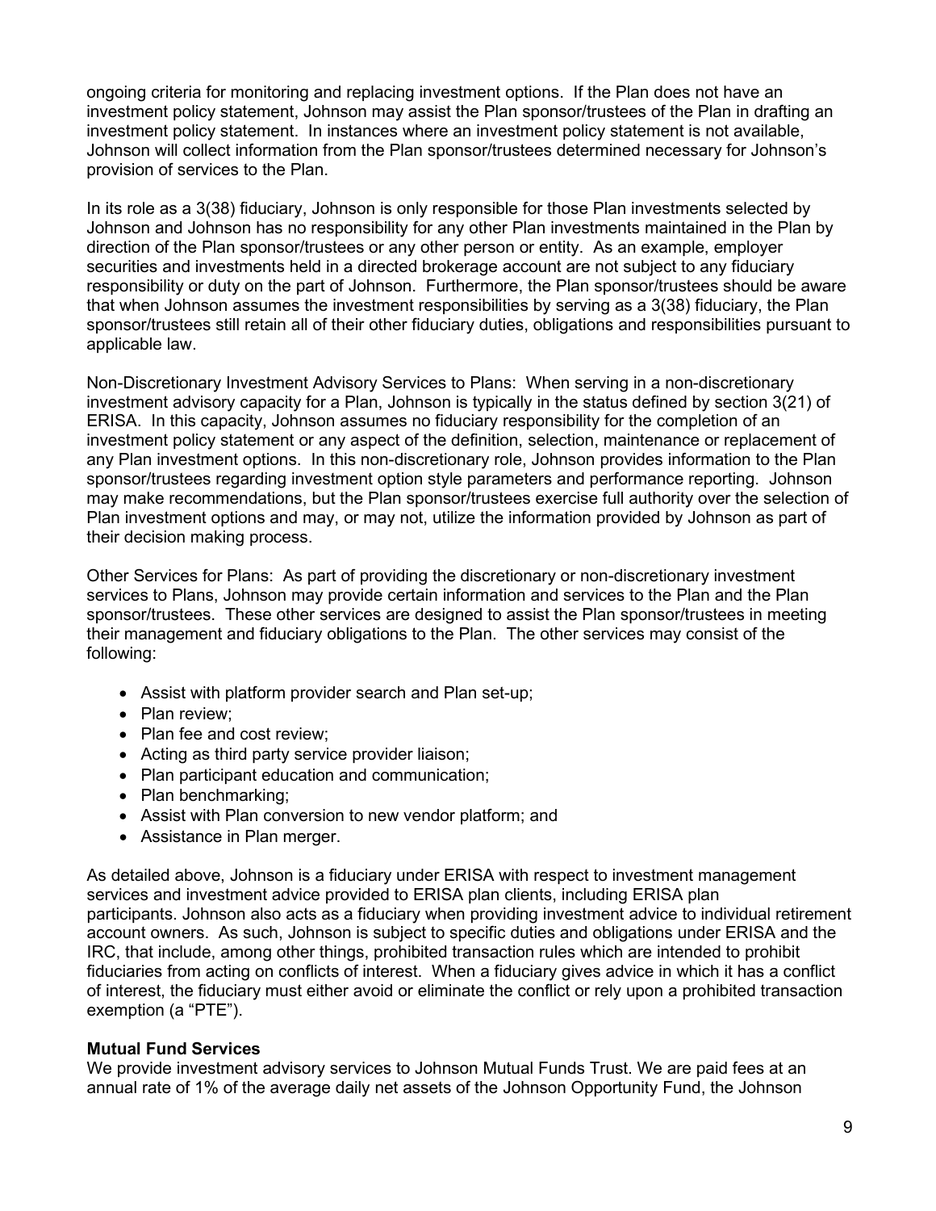ongoing criteria for monitoring and replacing investment options. If the Plan does not have an investment policy statement, Johnson may assist the Plan sponsor/trustees of the Plan in drafting an investment policy statement. In instances where an investment policy statement is not available, Johnson will collect information from the Plan sponsor/trustees determined necessary for Johnson's provision of services to the Plan.

In its role as a 3(38) fiduciary, Johnson is only responsible for those Plan investments selected by Johnson and Johnson has no responsibility for any other Plan investments maintained in the Plan by direction of the Plan sponsor/trustees or any other person or entity. As an example, employer securities and investments held in a directed brokerage account are not subject to any fiduciary responsibility or duty on the part of Johnson. Furthermore, the Plan sponsor/trustees should be aware that when Johnson assumes the investment responsibilities by serving as a 3(38) fiduciary, the Plan sponsor/trustees still retain all of their other fiduciary duties, obligations and responsibilities pursuant to applicable law.

Non-Discretionary Investment Advisory Services to Plans: When serving in a non-discretionary investment advisory capacity for a Plan, Johnson is typically in the status defined by section 3(21) of ERISA. In this capacity, Johnson assumes no fiduciary responsibility for the completion of an investment policy statement or any aspect of the definition, selection, maintenance or replacement of any Plan investment options. In this non-discretionary role, Johnson provides information to the Plan sponsor/trustees regarding investment option style parameters and performance reporting. Johnson may make recommendations, but the Plan sponsor/trustees exercise full authority over the selection of Plan investment options and may, or may not, utilize the information provided by Johnson as part of their decision making process.

Other Services for Plans: As part of providing the discretionary or non-discretionary investment services to Plans, Johnson may provide certain information and services to the Plan and the Plan sponsor/trustees. These other services are designed to assist the Plan sponsor/trustees in meeting their management and fiduciary obligations to the Plan. The other services may consist of the following:

- Assist with platform provider search and Plan set-up;
- Plan review;
- Plan fee and cost review;
- Acting as third party service provider liaison;
- Plan participant education and communication;
- Plan benchmarking;
- Assist with Plan conversion to new vendor platform; and
- Assistance in Plan merger.

As detailed above, Johnson is a fiduciary under ERISA with respect to investment management services and investment advice provided to ERISA plan clients, including ERISA plan participants. Johnson also acts as a fiduciary when providing investment advice to individual retirement account owners. As such, Johnson is subject to specific duties and obligations under ERISA and the IRC, that include, among other things, prohibited transaction rules which are intended to prohibit fiduciaries from acting on conflicts of interest. When a fiduciary gives advice in which it has a conflict of interest, the fiduciary must either avoid or eliminate the conflict or rely upon a prohibited transaction exemption (a "PTE").

**Mutual Fund Services**

We provide investment advisory services to Johnson Mutual Funds Trust. We are paid fees at an annual rate of 1% of the average daily net assets of the Johnson Opportunity Fund, the Johnson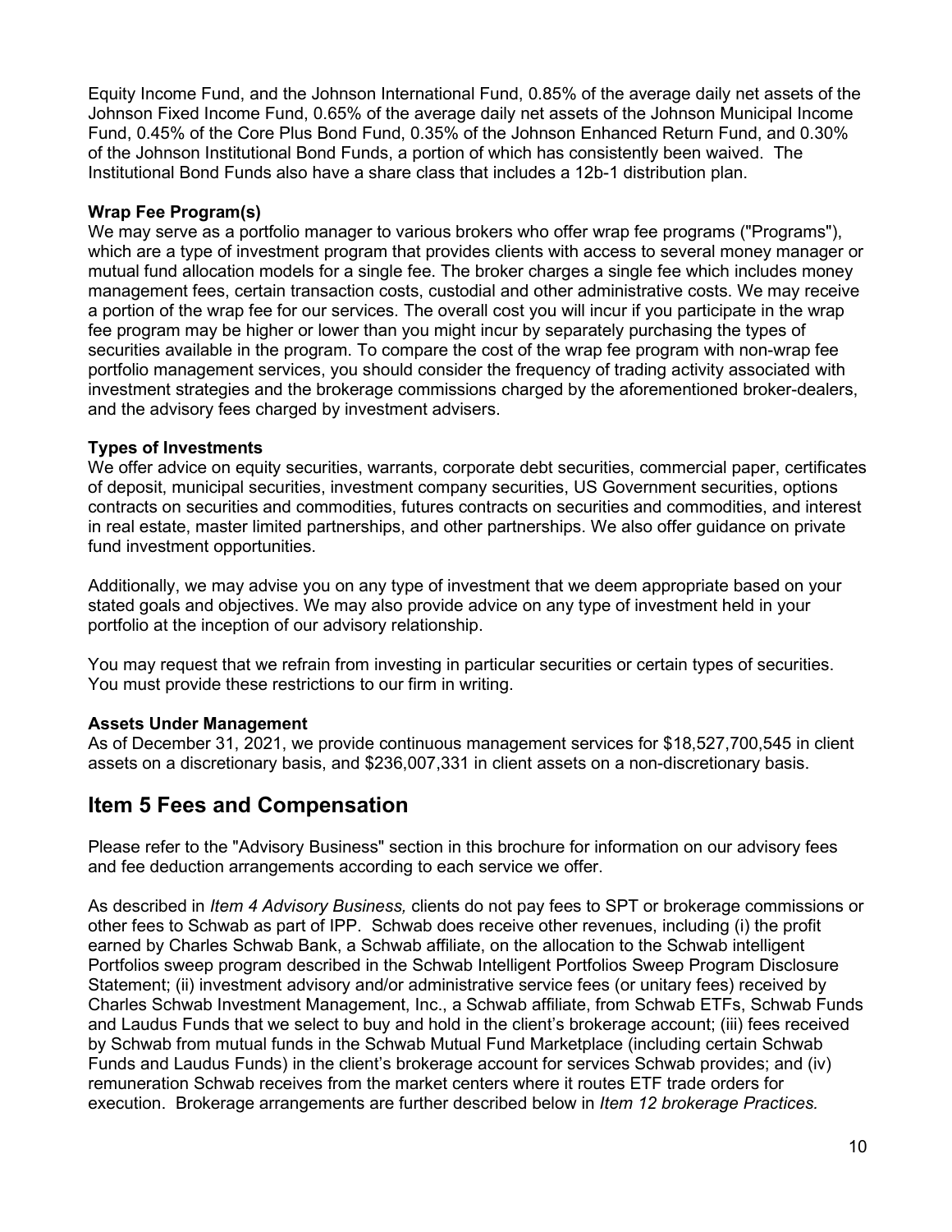Equity Income Fund, and the Johnson International Fund, 0.85% of the average daily net assets of the Johnson Fixed Income Fund, 0.65% of the average daily net assets of the Johnson Municipal Income Fund, 0.45% of the Core Plus Bond Fund, 0.35% of the Johnson Enhanced Return Fund, and 0.30% of the Johnson Institutional Bond Funds, a portion of which has consistently been waived. The Institutional Bond Funds also have a share class that includes a 12b-1 distribution plan.

**Wrap Fee Program(s)**
We may serve as a portfolio manager to various brokers who offer wrap fee programs ("Programs"), which are a type of investment program that provides clients with access to several money manager or mutual fund allocation models for a single fee. The broker charges a single fee which includes money management fees, certain transaction costs, custodial and other administrative costs. We may receive a portion of the wrap fee for our services. The overall cost you will incur if you participate in the wrap fee program may be higher or lower than you might incur by separately purchasing the types of securities available in the program. To compare the cost of the wrap fee program with non-wrap fee portfolio management services, you should consider the frequency of trading activity associated with investment strategies and the brokerage commissions charged by the aforementioned broker-dealers, and the advisory fees charged by investment advisers.

**Types of Investments**
We offer advice on equity securities, warrants, corporate debt securities, commercial paper, certificates of deposit, municipal securities, investment company securities, US Government securities, options contracts on securities and commodities, futures contracts on securities and commodities, and interest in real estate, master limited partnerships, and other partnerships. We also offer guidance on private fund investment opportunities.

Additionally, we may advise you on any type of investment that we deem appropriate based on your stated goals and objectives. We may also provide advice on any type of investment held in your portfolio at the inception of our advisory relationship.

You may request that we refrain from investing in particular securities or certain types of securities. You must provide these restrictions to our firm in writing.

**Assets Under Management**
As of December 31, 2021, we provide continuous management services for $18,527,700,545 in client assets on a discretionary basis, and $236,007,331 in client assets on a non-discretionary basis.

## Item 5 Fees and Compensation

Please refer to the "Advisory Business" section in this brochure for information on our advisory fees and fee deduction arrangements according to each service we offer.

As described in *Item 4 Advisory Business,* clients do not pay fees to SPT or brokerage commissions or other fees to Schwab as part of IPP. Schwab does receive other revenues, including (i) the profit earned by Charles Schwab Bank, a Schwab affiliate, on the allocation to the Schwab intelligent Portfolios sweep program described in the Schwab Intelligent Portfolios Sweep Program Disclosure Statement; (ii) investment advisory and/or administrative service fees (or unitary fees) received by Charles Schwab Investment Management, Inc., a Schwab affiliate, from Schwab ETFs, Schwab Funds and Laudus Funds that we select to buy and hold in the client's brokerage account; (iii) fees received by Schwab from mutual funds in the Schwab Mutual Fund Marketplace (including certain Schwab Funds and Laudus Funds) in the client's brokerage account for services Schwab provides; and (iv) remuneration Schwab receives from the market centers where it routes ETF trade orders for execution. Brokerage arrangements are further described below in *Item 12 brokerage Practices.*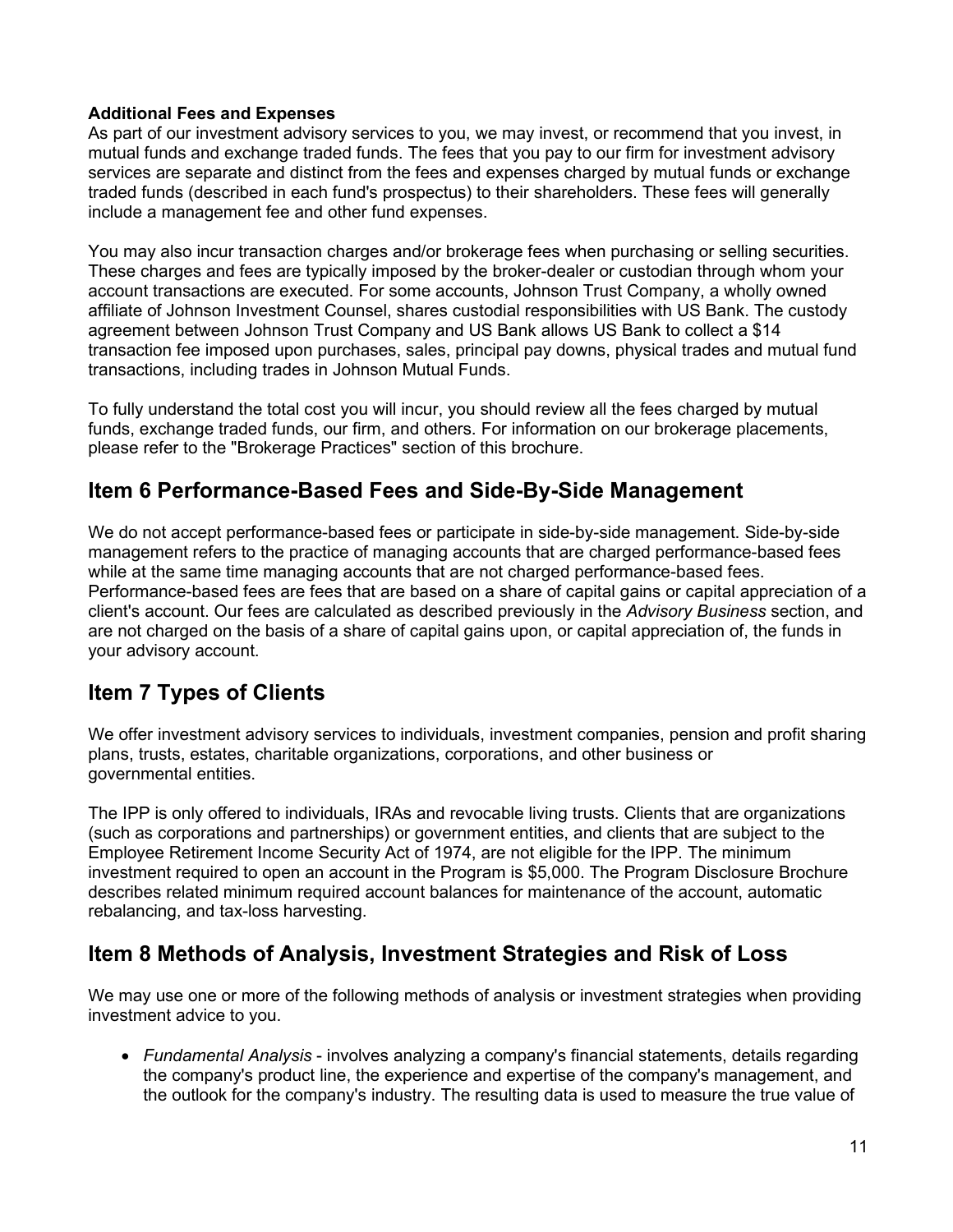**Additional Fees and Expenses**
As part of our investment advisory services to you, we may invest, or recommend that you invest, in mutual funds and exchange traded funds. The fees that you pay to our firm for investment advisory services are separate and distinct from the fees and expenses charged by mutual funds or exchange traded funds (described in each fund's prospectus) to their shareholders. These fees will generally include a management fee and other fund expenses.

You may also incur transaction charges and/or brokerage fees when purchasing or selling securities. These charges and fees are typically imposed by the broker-dealer or custodian through whom your account transactions are executed. For some accounts, Johnson Trust Company, a wholly owned affiliate of Johnson Investment Counsel, shares custodial responsibilities with US Bank. The custody agreement between Johnson Trust Company and US Bank allows US Bank to collect a $14 transaction fee imposed upon purchases, sales, principal pay downs, physical trades and mutual fund transactions, including trades in Johnson Mutual Funds.

To fully understand the total cost you will incur, you should review all the fees charged by mutual funds, exchange traded funds, our firm, and others. For information on our brokerage placements, please refer to the "Brokerage Practices" section of this brochure.

## Item 6 Performance-Based Fees and Side-By-Side Management

We do not accept performance-based fees or participate in side-by-side management. Side-by-side management refers to the practice of managing accounts that are charged performance-based fees while at the same time managing accounts that are not charged performance-based fees. Performance-based fees are fees that are based on a share of capital gains or capital appreciation of a client's account. Our fees are calculated as described previously in the *Advisory Business* section, and are not charged on the basis of a share of capital gains upon, or capital appreciation of, the funds in your advisory account.

## Item 7 Types of Clients

We offer investment advisory services to individuals, investment companies, pension and profit sharing plans, trusts, estates, charitable organizations, corporations, and other business or governmental entities.

The IPP is only offered to individuals, IRAs and revocable living trusts. Clients that are organizations (such as corporations and partnerships) or government entities, and clients that are subject to the Employee Retirement Income Security Act of 1974, are not eligible for the IPP. The minimum investment required to open an account in the Program is $5,000. The Program Disclosure Brochure describes related minimum required account balances for maintenance of the account, automatic rebalancing, and tax-loss harvesting.

## Item 8 Methods of Analysis, Investment Strategies and Risk of Loss

We may use one or more of the following methods of analysis or investment strategies when providing investment advice to you.

- *Fundamental Analysis* - involves analyzing a company's financial statements, details regarding the company's product line, the experience and expertise of the company's management, and the outlook for the company's industry. The resulting data is used to measure the true value of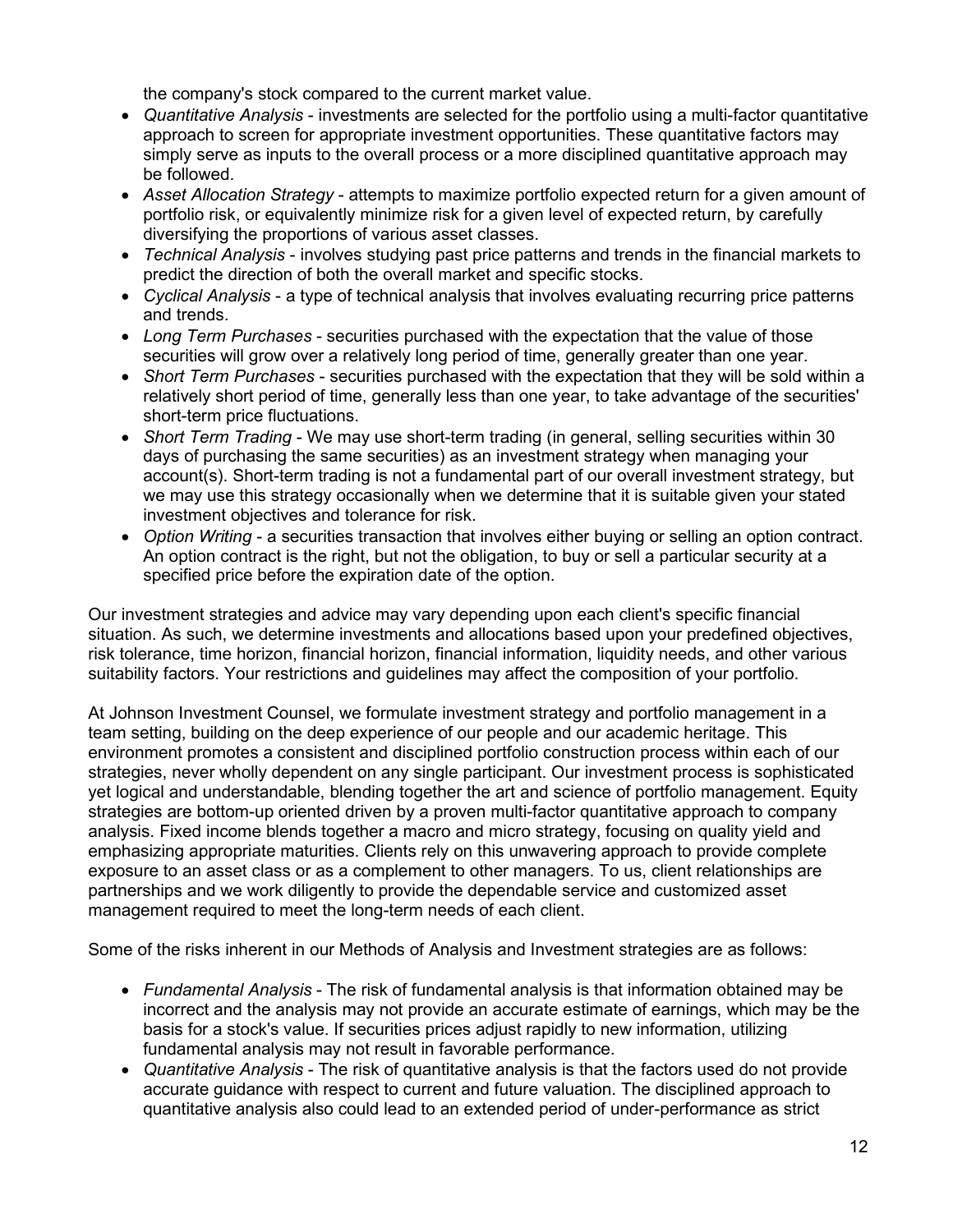the company's stock compared to the current market value.

- *Quantitative Analysis* - investments are selected for the portfolio using a multi-factor quantitative approach to screen for appropriate investment opportunities. These quantitative factors may simply serve as inputs to the overall process or a more disciplined quantitative approach may be followed.
- *Asset Allocation Strategy* - attempts to maximize portfolio expected return for a given amount of portfolio risk, or equivalently minimize risk for a given level of expected return, by carefully diversifying the proportions of various asset classes.
- *Technical Analysis* - involves studying past price patterns and trends in the financial markets to predict the direction of both the overall market and specific stocks.
- *Cyclical Analysis* - a type of technical analysis that involves evaluating recurring price patterns and trends.
- *Long Term Purchases* - securities purchased with the expectation that the value of those securities will grow over a relatively long period of time, generally greater than one year.
- *Short Term Purchases* - securities purchased with the expectation that they will be sold within a relatively short period of time, generally less than one year, to take advantage of the securities' short-term price fluctuations.
- *Short Term Trading* - We may use short-term trading (in general, selling securities within 30 days of purchasing the same securities) as an investment strategy when managing your account(s). Short-term trading is not a fundamental part of our overall investment strategy, but we may use this strategy occasionally when we determine that it is suitable given your stated investment objectives and tolerance for risk.
- *Option Writing* - a securities transaction that involves either buying or selling an option contract. An option contract is the right, but not the obligation, to buy or sell a particular security at a specified price before the expiration date of the option.

Our investment strategies and advice may vary depending upon each client's specific financial situation. As such, we determine investments and allocations based upon your predefined objectives, risk tolerance, time horizon, financial horizon, financial information, liquidity needs, and other various suitability factors. Your restrictions and guidelines may affect the composition of your portfolio.

At Johnson Investment Counsel, we formulate investment strategy and portfolio management in a team setting, building on the deep experience of our people and our academic heritage. This environment promotes a consistent and disciplined portfolio construction process within each of our strategies, never wholly dependent on any single participant. Our investment process is sophisticated yet logical and understandable, blending together the art and science of portfolio management. Equity strategies are bottom-up oriented driven by a proven multi-factor quantitative approach to company analysis. Fixed income blends together a macro and micro strategy, focusing on quality yield and emphasizing appropriate maturities. Clients rely on this unwavering approach to provide complete exposure to an asset class or as a complement to other managers. To us, client relationships are partnerships and we work diligently to provide the dependable service and customized asset management required to meet the long-term needs of each client.

Some of the risks inherent in our Methods of Analysis and Investment strategies are as follows:

- *Fundamental Analysis* - The risk of fundamental analysis is that information obtained may be incorrect and the analysis may not provide an accurate estimate of earnings, which may be the basis for a stock's value. If securities prices adjust rapidly to new information, utilizing fundamental analysis may not result in favorable performance.
- *Quantitative Analysis* - The risk of quantitative analysis is that the factors used do not provide accurate guidance with respect to current and future valuation. The disciplined approach to quantitative analysis also could lead to an extended period of under-performance as strict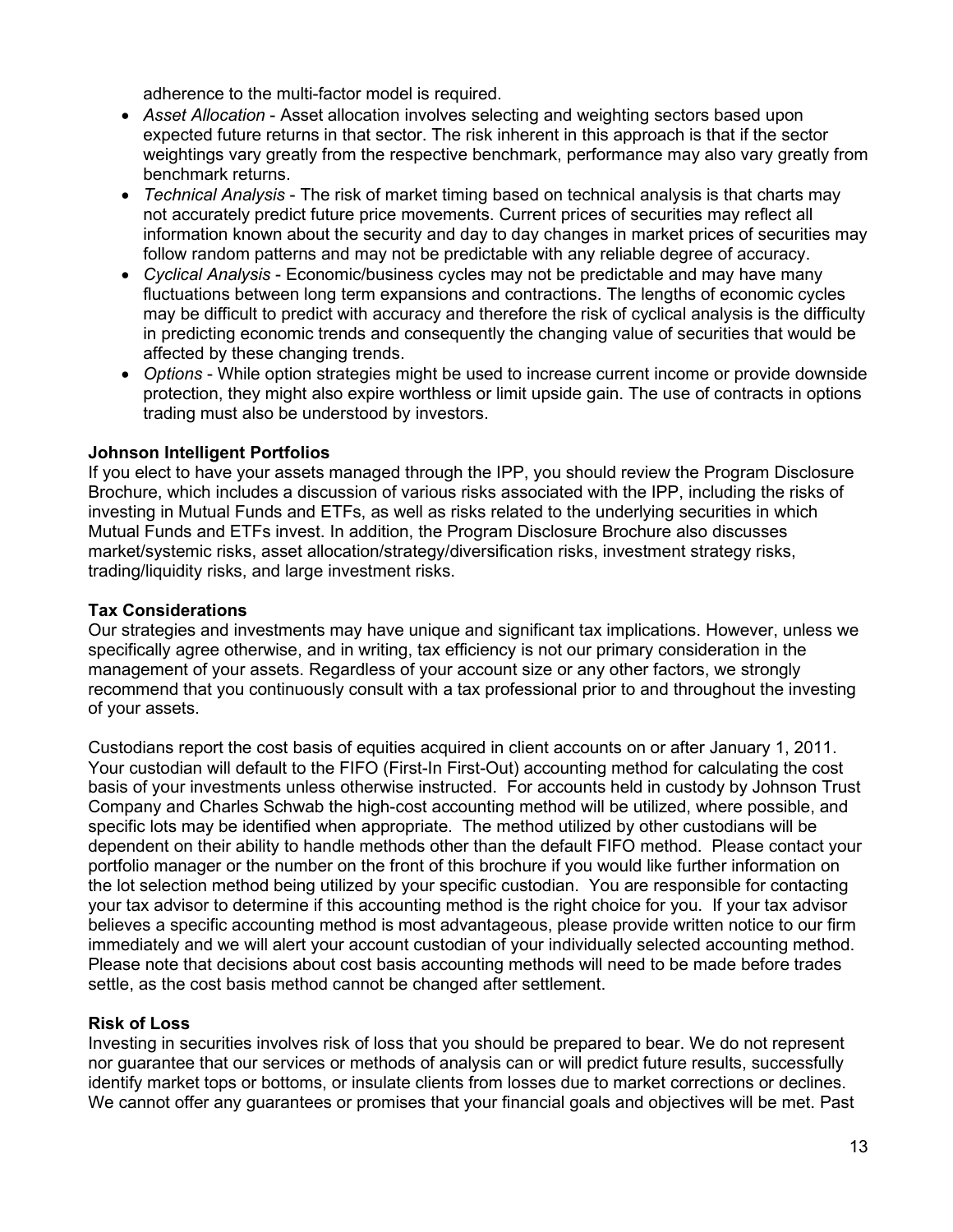adherence to the multi-factor model is required.

- *Asset Allocation* - Asset allocation involves selecting and weighting sectors based upon expected future returns in that sector. The risk inherent in this approach is that if the sector weightings vary greatly from the respective benchmark, performance may also vary greatly from benchmark returns.
- *Technical Analysis* - The risk of market timing based on technical analysis is that charts may not accurately predict future price movements. Current prices of securities may reflect all information known about the security and day to day changes in market prices of securities may follow random patterns and may not be predictable with any reliable degree of accuracy.
- *Cyclical Analysis* - Economic/business cycles may not be predictable and may have many fluctuations between long term expansions and contractions. The lengths of economic cycles may be difficult to predict with accuracy and therefore the risk of cyclical analysis is the difficulty in predicting economic trends and consequently the changing value of securities that would be affected by these changing trends.
- *Options* - While option strategies might be used to increase current income or provide downside protection, they might also expire worthless or limit upside gain. The use of contracts in options trading must also be understood by investors.

**Johnson Intelligent Portfolios**

If you elect to have your assets managed through the IPP, you should review the Program Disclosure Brochure, which includes a discussion of various risks associated with the IPP, including the risks of investing in Mutual Funds and ETFs, as well as risks related to the underlying securities in which Mutual Funds and ETFs invest. In addition, the Program Disclosure Brochure also discusses market/systemic risks, asset allocation/strategy/diversification risks, investment strategy risks, trading/liquidity risks, and large investment risks.

**Tax Considerations**

Our strategies and investments may have unique and significant tax implications. However, unless we specifically agree otherwise, and in writing, tax efficiency is not our primary consideration in the management of your assets. Regardless of your account size or any other factors, we strongly recommend that you continuously consult with a tax professional prior to and throughout the investing of your assets.

Custodians report the cost basis of equities acquired in client accounts on or after January 1, 2011. Your custodian will default to the FIFO (First-In First-Out) accounting method for calculating the cost basis of your investments unless otherwise instructed. For accounts held in custody by Johnson Trust Company and Charles Schwab the high-cost accounting method will be utilized, where possible, and specific lots may be identified when appropriate. The method utilized by other custodians will be dependent on their ability to handle methods other than the default FIFO method. Please contact your portfolio manager or the number on the front of this brochure if you would like further information on the lot selection method being utilized by your specific custodian. You are responsible for contacting your tax advisor to determine if this accounting method is the right choice for you. If your tax advisor believes a specific accounting method is most advantageous, please provide written notice to our firm immediately and we will alert your account custodian of your individually selected accounting method. Please note that decisions about cost basis accounting methods will need to be made before trades settle, as the cost basis method cannot be changed after settlement.

**Risk of Loss**

Investing in securities involves risk of loss that you should be prepared to bear. We do not represent nor guarantee that our services or methods of analysis can or will predict future results, successfully identify market tops or bottoms, or insulate clients from losses due to market corrections or declines. We cannot offer any guarantees or promises that your financial goals and objectives will be met. Past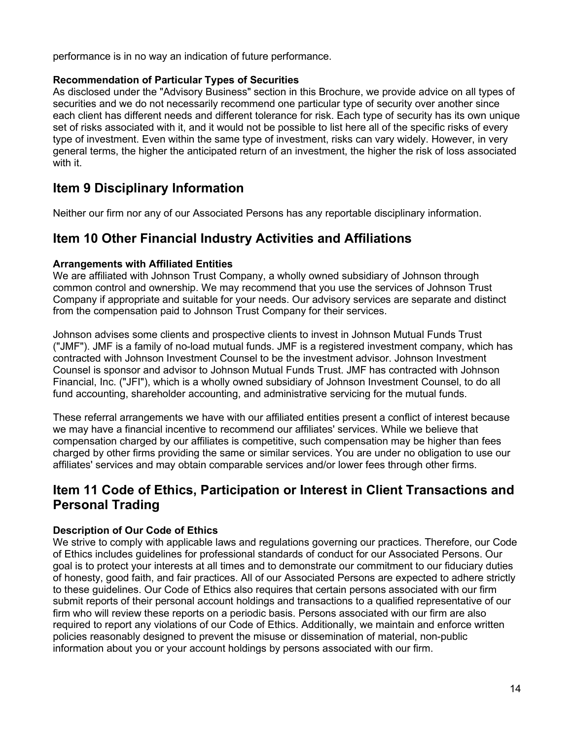performance is in no way an indication of future performance.

**Recommendation of Particular Types of Securities**

As disclosed under the "Advisory Business" section in this Brochure, we provide advice on all types of securities and we do not necessarily recommend one particular type of security over another since each client has different needs and different tolerance for risk. Each type of security has its own unique set of risks associated with it, and it would not be possible to list here all of the specific risks of every type of investment. Even within the same type of investment, risks can vary widely. However, in very general terms, the higher the anticipated return of an investment, the higher the risk of loss associated with it.

## Item 9 Disciplinary Information

Neither our firm nor any of our Associated Persons has any reportable disciplinary information.

## Item 10 Other Financial Industry Activities and Affiliations

**Arrangements with Affiliated Entities**

We are affiliated with Johnson Trust Company, a wholly owned subsidiary of Johnson through common control and ownership. We may recommend that you use the services of Johnson Trust Company if appropriate and suitable for your needs. Our advisory services are separate and distinct from the compensation paid to Johnson Trust Company for their services.

Johnson advises some clients and prospective clients to invest in Johnson Mutual Funds Trust ("JMF"). JMF is a family of no-load mutual funds. JMF is a registered investment company, which has contracted with Johnson Investment Counsel to be the investment advisor. Johnson Investment Counsel is sponsor and advisor to Johnson Mutual Funds Trust. JMF has contracted with Johnson Financial, Inc. ("JFI"), which is a wholly owned subsidiary of Johnson Investment Counsel, to do all fund accounting, shareholder accounting, and administrative servicing for the mutual funds.

These referral arrangements we have with our affiliated entities present a conflict of interest because we may have a financial incentive to recommend our affiliates' services. While we believe that compensation charged by our affiliates is competitive, such compensation may be higher than fees charged by other firms providing the same or similar services. You are under no obligation to use our affiliates' services and may obtain comparable services and/or lower fees through other firms.

## Item 11 Code of Ethics, Participation or Interest in Client Transactions and Personal Trading

**Description of Our Code of Ethics**

We strive to comply with applicable laws and regulations governing our practices. Therefore, our Code of Ethics includes guidelines for professional standards of conduct for our Associated Persons. Our goal is to protect your interests at all times and to demonstrate our commitment to our fiduciary duties of honesty, good faith, and fair practices. All of our Associated Persons are expected to adhere strictly to these guidelines. Our Code of Ethics also requires that certain persons associated with our firm submit reports of their personal account holdings and transactions to a qualified representative of our firm who will review these reports on a periodic basis. Persons associated with our firm are also required to report any violations of our Code of Ethics. Additionally, we maintain and enforce written policies reasonably designed to prevent the misuse or dissemination of material, non-public information about you or your account holdings by persons associated with our firm.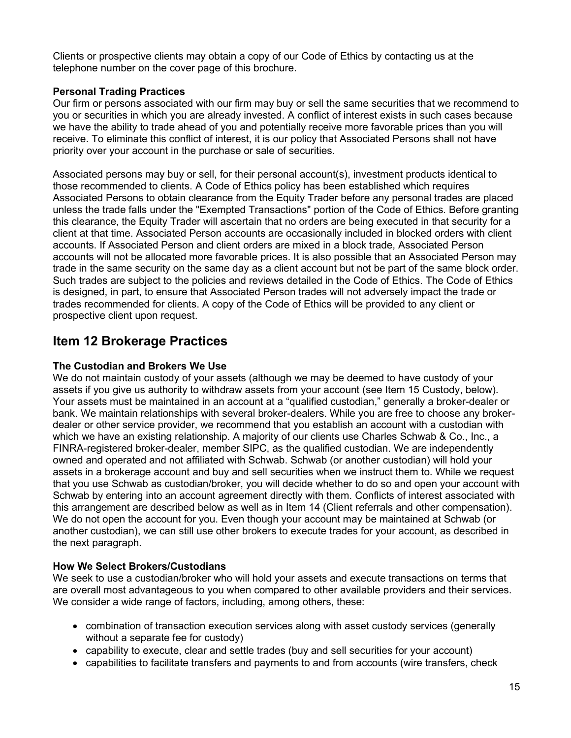Clients or prospective clients may obtain a copy of our Code of Ethics by contacting us at the telephone number on the cover page of this brochure.

**Personal Trading Practices**

Our firm or persons associated with our firm may buy or sell the same securities that we recommend to you or securities in which you are already invested. A conflict of interest exists in such cases because we have the ability to trade ahead of you and potentially receive more favorable prices than you will receive. To eliminate this conflict of interest, it is our policy that Associated Persons shall not have priority over your account in the purchase or sale of securities.

Associated persons may buy or sell, for their personal account(s), investment products identical to those recommended to clients. A Code of Ethics policy has been established which requires Associated Persons to obtain clearance from the Equity Trader before any personal trades are placed unless the trade falls under the "Exempted Transactions" portion of the Code of Ethics. Before granting this clearance, the Equity Trader will ascertain that no orders are being executed in that security for a client at that time. Associated Person accounts are occasionally included in blocked orders with client accounts. If Associated Person and client orders are mixed in a block trade, Associated Person accounts will not be allocated more favorable prices. It is also possible that an Associated Person may trade in the same security on the same day as a client account but not be part of the same block order. Such trades are subject to the policies and reviews detailed in the Code of Ethics. The Code of Ethics is designed, in part, to ensure that Associated Person trades will not adversely impact the trade or trades recommended for clients. A copy of the Code of Ethics will be provided to any client or prospective client upon request.

## Item 12 Brokerage Practices

**The Custodian and Brokers We Use**

We do not maintain custody of your assets (although we may be deemed to have custody of your assets if you give us authority to withdraw assets from your account (see Item 15 Custody, below). Your assets must be maintained in an account at a "qualified custodian," generally a broker-dealer or bank. We maintain relationships with several broker-dealers. While you are free to choose any broker-dealer or other service provider, we recommend that you establish an account with a custodian with which we have an existing relationship. A majority of our clients use Charles Schwab & Co., Inc., a FINRA-registered broker-dealer, member SIPC, as the qualified custodian. We are independently owned and operated and not affiliated with Schwab. Schwab (or another custodian) will hold your assets in a brokerage account and buy and sell securities when we instruct them to. While we request that you use Schwab as custodian/broker, you will decide whether to do so and open your account with Schwab by entering into an account agreement directly with them. Conflicts of interest associated with this arrangement are described below as well as in Item 14 (Client referrals and other compensation). We do not open the account for you. Even though your account may be maintained at Schwab (or another custodian), we can still use other brokers to execute trades for your account, as described in the next paragraph.

**How We Select Brokers/Custodians**

We seek to use a custodian/broker who will hold your assets and execute transactions on terms that are overall most advantageous to you when compared to other available providers and their services. We consider a wide range of factors, including, among others, these:

- combination of transaction execution services along with asset custody services (generally without a separate fee for custody)
- capability to execute, clear and settle trades (buy and sell securities for your account)
- capabilities to facilitate transfers and payments to and from accounts (wire transfers, check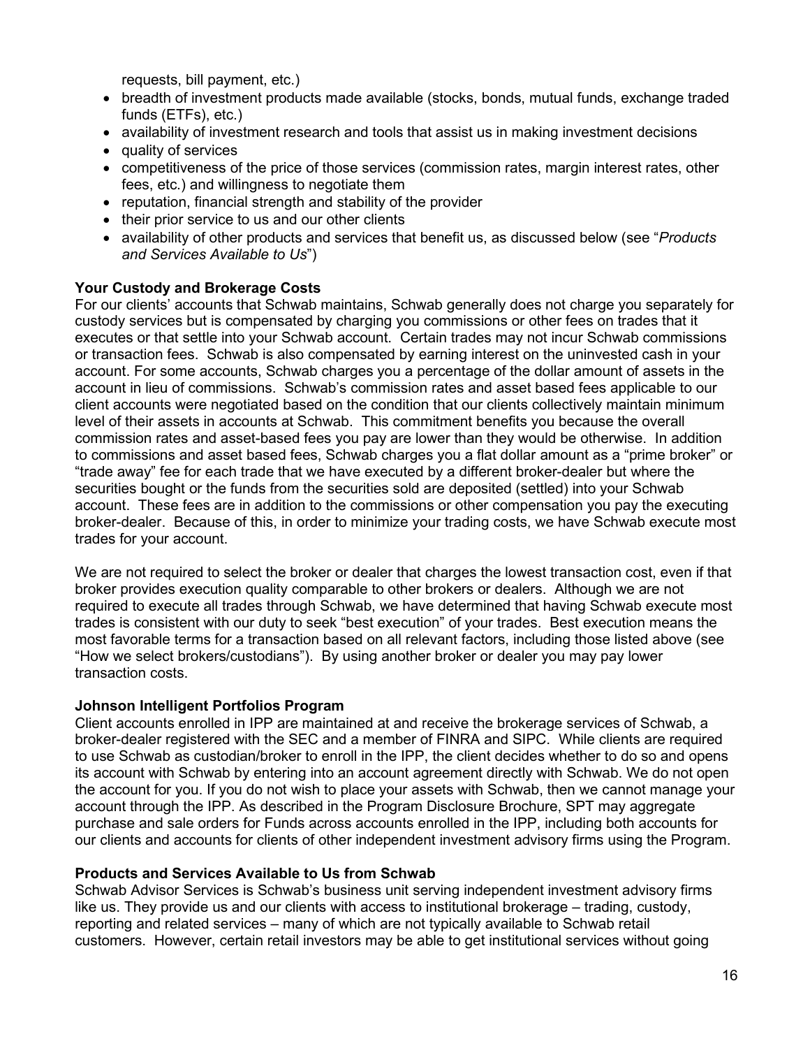requests, bill payment, etc.)

- breadth of investment products made available (stocks, bonds, mutual funds, exchange traded funds (ETFs), etc.)
- availability of investment research and tools that assist us in making investment decisions
- quality of services
- competitiveness of the price of those services (commission rates, margin interest rates, other fees, etc.) and willingness to negotiate them
- reputation, financial strength and stability of the provider
- their prior service to us and our other clients
- availability of other products and services that benefit us, as discussed below (see "*Products and Services Available to Us*")

**Your Custody and Brokerage Costs**

For our clients' accounts that Schwab maintains, Schwab generally does not charge you separately for custody services but is compensated by charging you commissions or other fees on trades that it executes or that settle into your Schwab account. Certain trades may not incur Schwab commissions or transaction fees. Schwab is also compensated by earning interest on the uninvested cash in your account. For some accounts, Schwab charges you a percentage of the dollar amount of assets in the account in lieu of commissions. Schwab's commission rates and asset based fees applicable to our client accounts were negotiated based on the condition that our clients collectively maintain minimum level of their assets in accounts at Schwab. This commitment benefits you because the overall commission rates and asset-based fees you pay are lower than they would be otherwise. In addition to commissions and asset based fees, Schwab charges you a flat dollar amount as a "prime broker" or "trade away" fee for each trade that we have executed by a different broker-dealer but where the securities bought or the funds from the securities sold are deposited (settled) into your Schwab account. These fees are in addition to the commissions or other compensation you pay the executing broker-dealer. Because of this, in order to minimize your trading costs, we have Schwab execute most trades for your account.

We are not required to select the broker or dealer that charges the lowest transaction cost, even if that broker provides execution quality comparable to other brokers or dealers. Although we are not required to execute all trades through Schwab, we have determined that having Schwab execute most trades is consistent with our duty to seek "best execution" of your trades. Best execution means the most favorable terms for a transaction based on all relevant factors, including those listed above (see "How we select brokers/custodians"). By using another broker or dealer you may pay lower transaction costs.

**Johnson Intelligent Portfolios Program**

Client accounts enrolled in IPP are maintained at and receive the brokerage services of Schwab, a broker-dealer registered with the SEC and a member of FINRA and SIPC. While clients are required to use Schwab as custodian/broker to enroll in the IPP, the client decides whether to do so and opens its account with Schwab by entering into an account agreement directly with Schwab. We do not open the account for you. If you do not wish to place your assets with Schwab, then we cannot manage your account through the IPP. As described in the Program Disclosure Brochure, SPT may aggregate purchase and sale orders for Funds across accounts enrolled in the IPP, including both accounts for our clients and accounts for clients of other independent investment advisory firms using the Program.

**Products and Services Available to Us from Schwab**

Schwab Advisor Services is Schwab's business unit serving independent investment advisory firms like us. They provide us and our clients with access to institutional brokerage – trading, custody, reporting and related services – many of which are not typically available to Schwab retail customers. However, certain retail investors may be able to get institutional services without going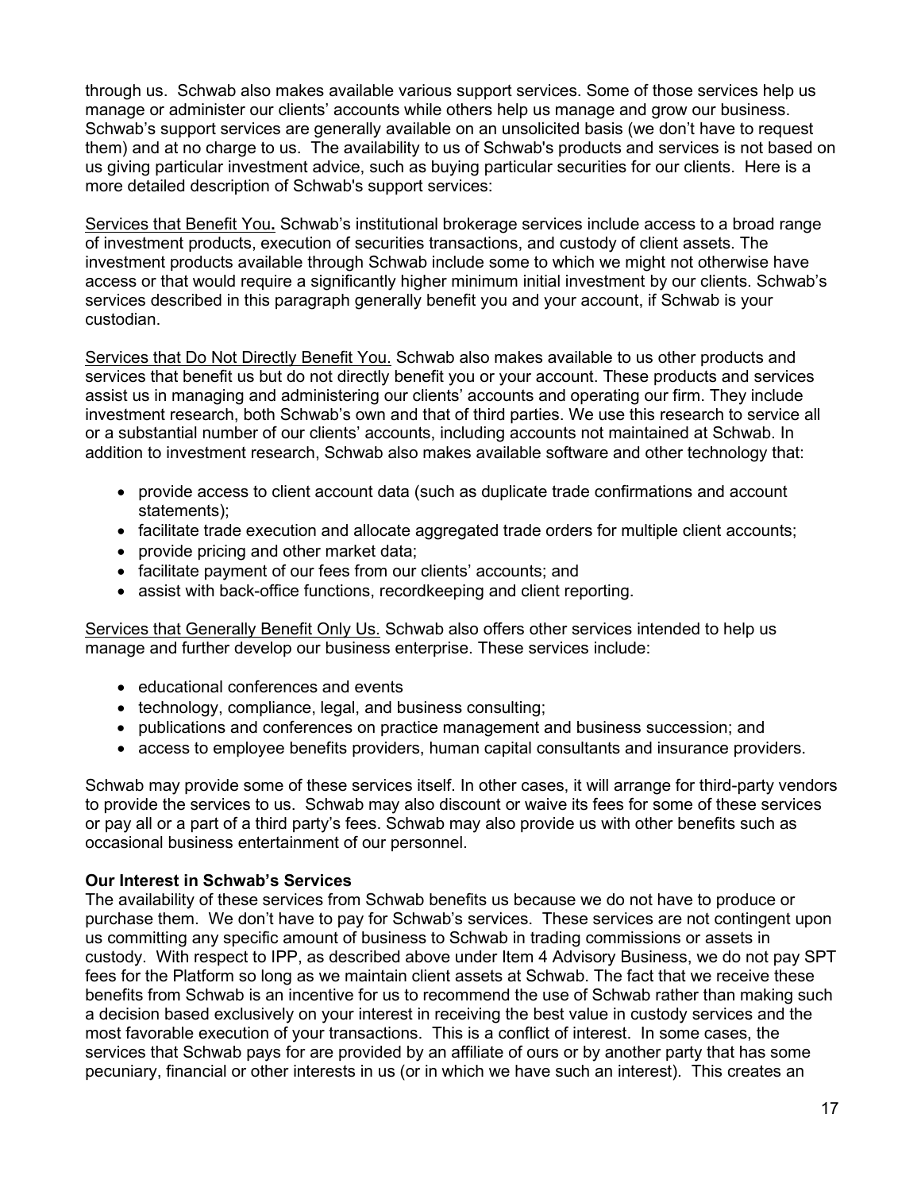through us. Schwab also makes available various support services. Some of those services help us manage or administer our clients' accounts while others help us manage and grow our business. Schwab's support services are generally available on an unsolicited basis (we don't have to request them) and at no charge to us. The availability to us of Schwab's products and services is not based on us giving particular investment advice, such as buying particular securities for our clients. Here is a more detailed description of Schwab's support services:

Services that Benefit You**.** Schwab's institutional brokerage services include access to a broad range of investment products, execution of securities transactions, and custody of client assets. The investment products available through Schwab include some to which we might not otherwise have access or that would require a significantly higher minimum initial investment by our clients. Schwab's services described in this paragraph generally benefit you and your account, if Schwab is your custodian.

Services that Do Not Directly Benefit You. Schwab also makes available to us other products and services that benefit us but do not directly benefit you or your account. These products and services assist us in managing and administering our clients' accounts and operating our firm. They include investment research, both Schwab's own and that of third parties. We use this research to service all or a substantial number of our clients' accounts, including accounts not maintained at Schwab. In addition to investment research, Schwab also makes available software and other technology that:

- provide access to client account data (such as duplicate trade confirmations and account statements);
- facilitate trade execution and allocate aggregated trade orders for multiple client accounts;
- provide pricing and other market data;
- facilitate payment of our fees from our clients' accounts; and
- assist with back-office functions, recordkeeping and client reporting.

Services that Generally Benefit Only Us. Schwab also offers other services intended to help us manage and further develop our business enterprise. These services include:

- educational conferences and events
- technology, compliance, legal, and business consulting;
- publications and conferences on practice management and business succession; and
- access to employee benefits providers, human capital consultants and insurance providers.

Schwab may provide some of these services itself. In other cases, it will arrange for third-party vendors to provide the services to us. Schwab may also discount or waive its fees for some of these services or pay all or a part of a third party's fees. Schwab may also provide us with other benefits such as occasional business entertainment of our personnel.

**Our Interest in Schwab's Services**

The availability of these services from Schwab benefits us because we do not have to produce or purchase them. We don't have to pay for Schwab's services. These services are not contingent upon us committing any specific amount of business to Schwab in trading commissions or assets in custody. With respect to IPP, as described above under Item 4 Advisory Business, we do not pay SPT fees for the Platform so long as we maintain client assets at Schwab. The fact that we receive these benefits from Schwab is an incentive for us to recommend the use of Schwab rather than making such a decision based exclusively on your interest in receiving the best value in custody services and the most favorable execution of your transactions. This is a conflict of interest. In some cases, the services that Schwab pays for are provided by an affiliate of ours or by another party that has some pecuniary, financial or other interests in us (or in which we have such an interest). This creates an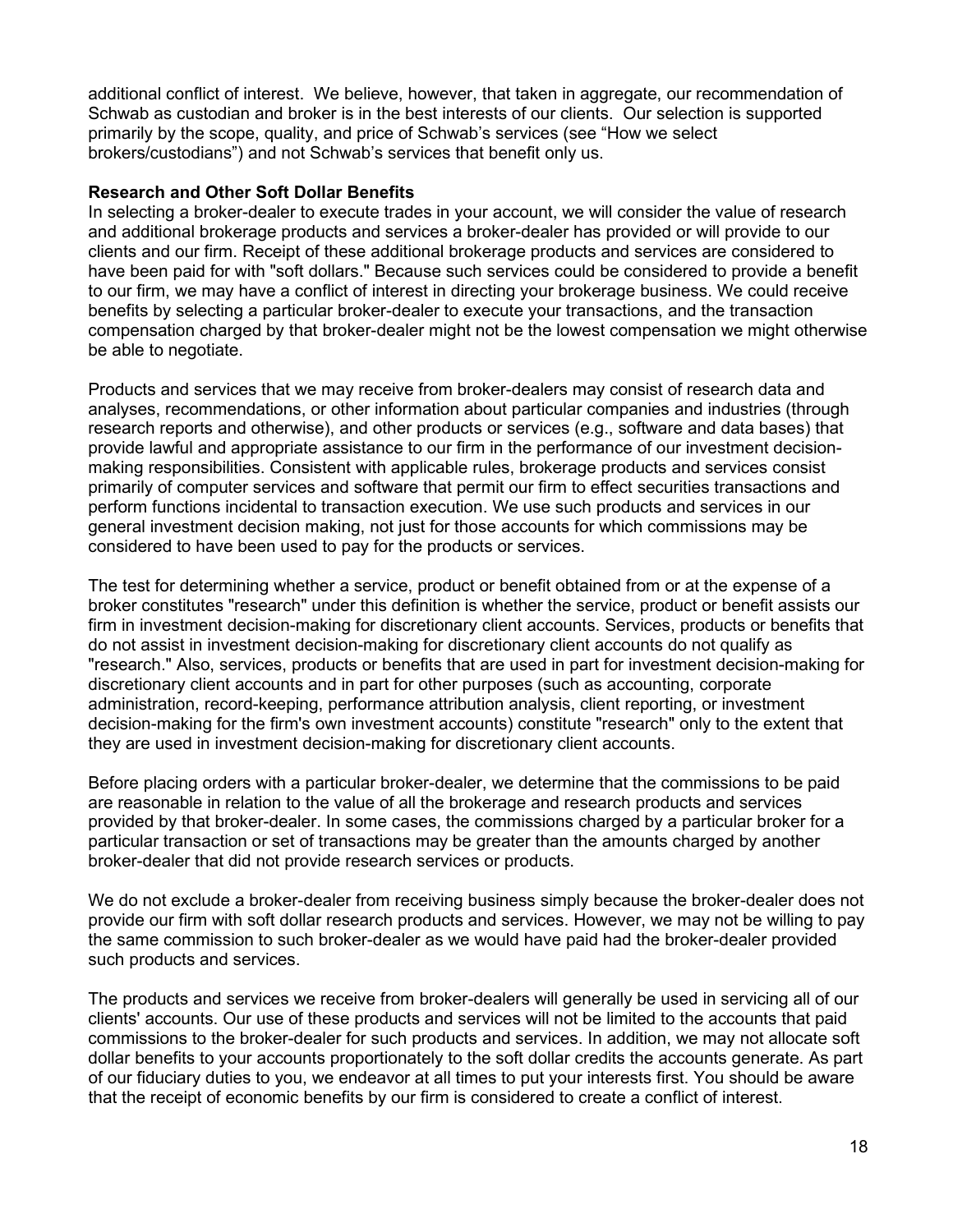additional conflict of interest. We believe, however, that taken in aggregate, our recommendation of Schwab as custodian and broker is in the best interests of our clients. Our selection is supported primarily by the scope, quality, and price of Schwab's services (see "How we select brokers/custodians") and not Schwab's services that benefit only us.

**Research and Other Soft Dollar Benefits**

In selecting a broker-dealer to execute trades in your account, we will consider the value of research and additional brokerage products and services a broker-dealer has provided or will provide to our clients and our firm. Receipt of these additional brokerage products and services are considered to have been paid for with "soft dollars." Because such services could be considered to provide a benefit to our firm, we may have a conflict of interest in directing your brokerage business. We could receive benefits by selecting a particular broker-dealer to execute your transactions, and the transaction compensation charged by that broker-dealer might not be the lowest compensation we might otherwise be able to negotiate.

Products and services that we may receive from broker-dealers may consist of research data and analyses, recommendations, or other information about particular companies and industries (through research reports and otherwise), and other products or services (e.g., software and data bases) that provide lawful and appropriate assistance to our firm in the performance of our investment decision-making responsibilities. Consistent with applicable rules, brokerage products and services consist primarily of computer services and software that permit our firm to effect securities transactions and perform functions incidental to transaction execution. We use such products and services in our general investment decision making, not just for those accounts for which commissions may be considered to have been used to pay for the products or services.

The test for determining whether a service, product or benefit obtained from or at the expense of a broker constitutes "research" under this definition is whether the service, product or benefit assists our firm in investment decision-making for discretionary client accounts. Services, products or benefits that do not assist in investment decision-making for discretionary client accounts do not qualify as "research." Also, services, products or benefits that are used in part for investment decision-making for discretionary client accounts and in part for other purposes (such as accounting, corporate administration, record-keeping, performance attribution analysis, client reporting, or investment decision-making for the firm's own investment accounts) constitute "research" only to the extent that they are used in investment decision-making for discretionary client accounts.

Before placing orders with a particular broker-dealer, we determine that the commissions to be paid are reasonable in relation to the value of all the brokerage and research products and services provided by that broker-dealer. In some cases, the commissions charged by a particular broker for a particular transaction or set of transactions may be greater than the amounts charged by another broker-dealer that did not provide research services or products.

We do not exclude a broker-dealer from receiving business simply because the broker-dealer does not provide our firm with soft dollar research products and services. However, we may not be willing to pay the same commission to such broker-dealer as we would have paid had the broker-dealer provided such products and services.

The products and services we receive from broker-dealers will generally be used in servicing all of our clients' accounts. Our use of these products and services will not be limited to the accounts that paid commissions to the broker-dealer for such products and services. In addition, we may not allocate soft dollar benefits to your accounts proportionately to the soft dollar credits the accounts generate. As part of our fiduciary duties to you, we endeavor at all times to put your interests first. You should be aware that the receipt of economic benefits by our firm is considered to create a conflict of interest.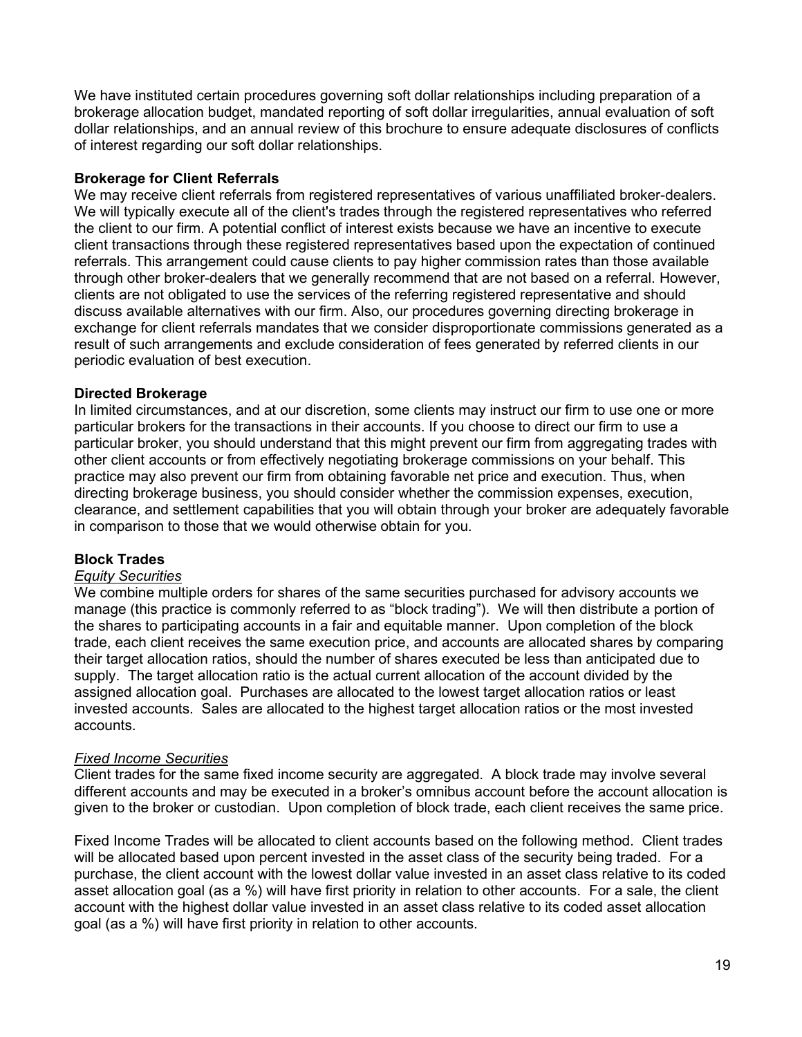We have instituted certain procedures governing soft dollar relationships including preparation of a brokerage allocation budget, mandated reporting of soft dollar irregularities, annual evaluation of soft dollar relationships, and an annual review of this brochure to ensure adequate disclosures of conflicts of interest regarding our soft dollar relationships.

**Brokerage for Client Referrals**

We may receive client referrals from registered representatives of various unaffiliated broker-dealers. We will typically execute all of the client's trades through the registered representatives who referred the client to our firm. A potential conflict of interest exists because we have an incentive to execute client transactions through these registered representatives based upon the expectation of continued referrals. This arrangement could cause clients to pay higher commission rates than those available through other broker-dealers that we generally recommend that are not based on a referral. However, clients are not obligated to use the services of the referring registered representative and should discuss available alternatives with our firm. Also, our procedures governing directing brokerage in exchange for client referrals mandates that we consider disproportionate commissions generated as a result of such arrangements and exclude consideration of fees generated by referred clients in our periodic evaluation of best execution.

**Directed Brokerage**

In limited circumstances, and at our discretion, some clients may instruct our firm to use one or more particular brokers for the transactions in their accounts. If you choose to direct our firm to use a particular broker, you should understand that this might prevent our firm from aggregating trades with other client accounts or from effectively negotiating brokerage commissions on your behalf. This practice may also prevent our firm from obtaining favorable net price and execution. Thus, when directing brokerage business, you should consider whether the commission expenses, execution, clearance, and settlement capabilities that you will obtain through your broker are adequately favorable in comparison to those that we would otherwise obtain for you.

**Block Trades**

*Equity Securities*

We combine multiple orders for shares of the same securities purchased for advisory accounts we manage (this practice is commonly referred to as "block trading"). We will then distribute a portion of the shares to participating accounts in a fair and equitable manner. Upon completion of the block trade, each client receives the same execution price, and accounts are allocated shares by comparing their target allocation ratios, should the number of shares executed be less than anticipated due to supply. The target allocation ratio is the actual current allocation of the account divided by the assigned allocation goal. Purchases are allocated to the lowest target allocation ratios or least invested accounts. Sales are allocated to the highest target allocation ratios or the most invested accounts.

*Fixed Income Securities*

Client trades for the same fixed income security are aggregated. A block trade may involve several different accounts and may be executed in a broker's omnibus account before the account allocation is given to the broker or custodian. Upon completion of block trade, each client receives the same price.

Fixed Income Trades will be allocated to client accounts based on the following method. Client trades will be allocated based upon percent invested in the asset class of the security being traded. For a purchase, the client account with the lowest dollar value invested in an asset class relative to its coded asset allocation goal (as a %) will have first priority in relation to other accounts. For a sale, the client account with the highest dollar value invested in an asset class relative to its coded asset allocation goal (as a %) will have first priority in relation to other accounts.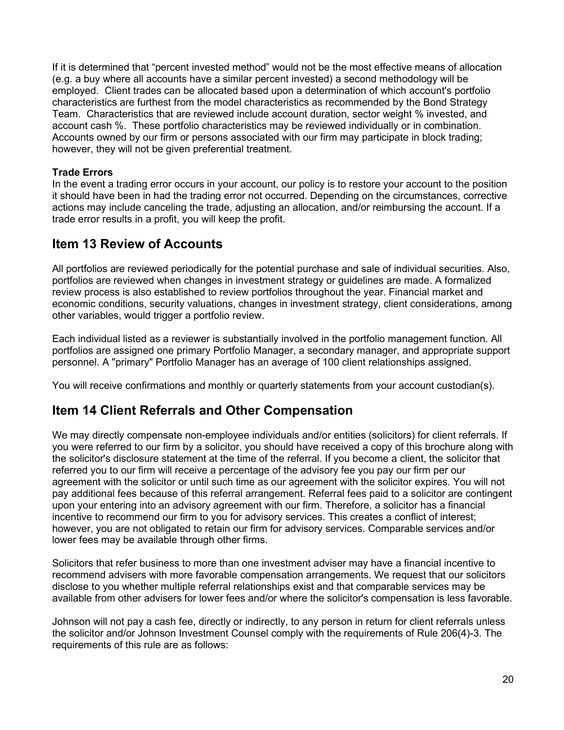If it is determined that “percent invested method” would not be the most effective means of allocation (e.g. a buy where all accounts have a similar percent invested) a second methodology will be employed. Client trades can be allocated based upon a determination of which account's portfolio characteristics are furthest from the model characteristics as recommended by the Bond Strategy Team. Characteristics that are reviewed include account duration, sector weight % invested, and account cash %. These portfolio characteristics may be reviewed individually or in combination. Accounts owned by our firm or persons associated with our firm may participate in block trading; however, they will not be given preferential treatment.

**Trade Errors**

In the event a trading error occurs in your account, our policy is to restore your account to the position it should have been in had the trading error not occurred. Depending on the circumstances, corrective actions may include canceling the trade, adjusting an allocation, and/or reimbursing the account. If a trade error results in a profit, you will keep the profit.

## Item 13 Review of Accounts

All portfolios are reviewed periodically for the potential purchase and sale of individual securities. Also, portfolios are reviewed when changes in investment strategy or guidelines are made. A formalized review process is also established to review portfolios throughout the year. Financial market and economic conditions, security valuations, changes in investment strategy, client considerations, among other variables, would trigger a portfolio review.

Each individual listed as a reviewer is substantially involved in the portfolio management function. All portfolios are assigned one primary Portfolio Manager, a secondary manager, and appropriate support personnel. A "primary" Portfolio Manager has an average of 100 client relationships assigned.

You will receive confirmations and monthly or quarterly statements from your account custodian(s).

## Item 14 Client Referrals and Other Compensation

We may directly compensate non-employee individuals and/or entities (solicitors) for client referrals. If you were referred to our firm by a solicitor, you should have received a copy of this brochure along with the solicitor's disclosure statement at the time of the referral. If you become a client, the solicitor that referred you to our firm will receive a percentage of the advisory fee you pay our firm per our agreement with the solicitor or until such time as our agreement with the solicitor expires. You will not pay additional fees because of this referral arrangement. Referral fees paid to a solicitor are contingent upon your entering into an advisory agreement with our firm. Therefore, a solicitor has a financial incentive to recommend our firm to you for advisory services. This creates a conflict of interest; however, you are not obligated to retain our firm for advisory services. Comparable services and/or lower fees may be available through other firms.

Solicitors that refer business to more than one investment adviser may have a financial incentive to recommend advisers with more favorable compensation arrangements. We request that our solicitors disclose to you whether multiple referral relationships exist and that comparable services may be available from other advisers for lower fees and/or where the solicitor's compensation is less favorable.

Johnson will not pay a cash fee, directly or indirectly, to any person in return for client referrals unless the solicitor and/or Johnson Investment Counsel comply with the requirements of Rule 206(4)-3. The requirements of this rule are as follows: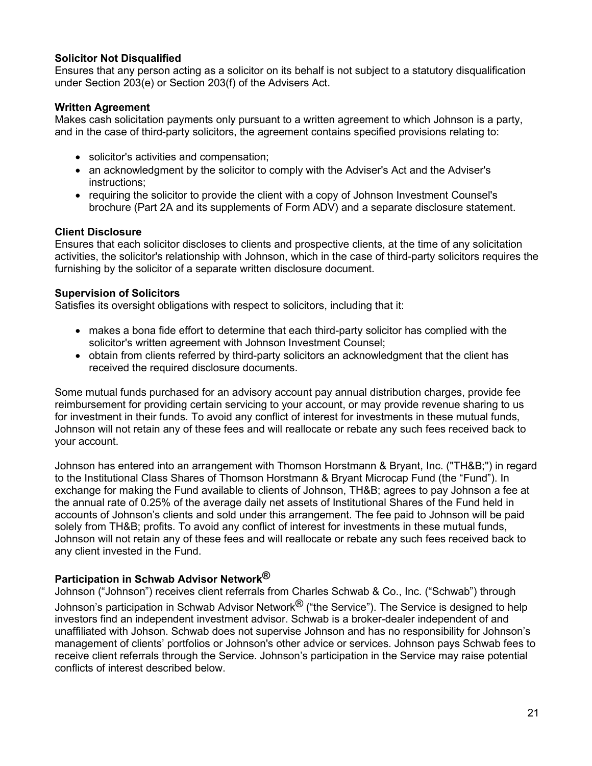**Solicitor Not Disqualified**
Ensures that any person acting as a solicitor on its behalf is not subject to a statutory disqualification under Section 203(e) or Section 203(f) of the Advisers Act.

**Written Agreement**
Makes cash solicitation payments only pursuant to a written agreement to which Johnson is a party, and in the case of third-party solicitors, the agreement contains specified provisions relating to:

- solicitor's activities and compensation;
- an acknowledgment by the solicitor to comply with the Adviser's Act and the Adviser's instructions;
- requiring the solicitor to provide the client with a copy of Johnson Investment Counsel's brochure (Part 2A and its supplements of Form ADV) and a separate disclosure statement.

**Client Disclosure**
Ensures that each solicitor discloses to clients and prospective clients, at the time of any solicitation activities, the solicitor's relationship with Johnson, which in the case of third-party solicitors requires the furnishing by the solicitor of a separate written disclosure document.

**Supervision of Solicitors**
Satisfies its oversight obligations with respect to solicitors, including that it:

- makes a bona fide effort to determine that each third-party solicitor has complied with the solicitor's written agreement with Johnson Investment Counsel;
- obtain from clients referred by third-party solicitors an acknowledgment that the client has received the required disclosure documents.

Some mutual funds purchased for an advisory account pay annual distribution charges, provide fee reimbursement for providing certain servicing to your account, or may provide revenue sharing to us for investment in their funds. To avoid any conflict of interest for investments in these mutual funds, Johnson will not retain any of these fees and will reallocate or rebate any such fees received back to your account.

Johnson has entered into an arrangement with Thomson Horstmann & Bryant, Inc. ("TH&B;") in regard to the Institutional Class Shares of Thomson Horstmann & Bryant Microcap Fund (the "Fund"). In exchange for making the Fund available to clients of Johnson, TH&B; agrees to pay Johnson a fee at the annual rate of 0.25% of the average daily net assets of Institutional Shares of the Fund held in accounts of Johnson's clients and sold under this arrangement. The fee paid to Johnson will be paid solely from TH&B; profits. To avoid any conflict of interest for investments in these mutual funds, Johnson will not retain any of these fees and will reallocate or rebate any such fees received back to any client invested in the Fund.

**Participation in Schwab Advisor Network®**
Johnson ("Johnson") receives client referrals from Charles Schwab & Co., Inc. ("Schwab") through Johnson's participation in Schwab Advisor Network® ("the Service"). The Service is designed to help investors find an independent investment advisor. Schwab is a broker-dealer independent of and unaffiliated with Johson. Schwab does not supervise Johnson and has no responsibility for Johnson's management of clients' portfolios or Johnson's other advice or services. Johnson pays Schwab fees to receive client referrals through the Service. Johnson's participation in the Service may raise potential conflicts of interest described below.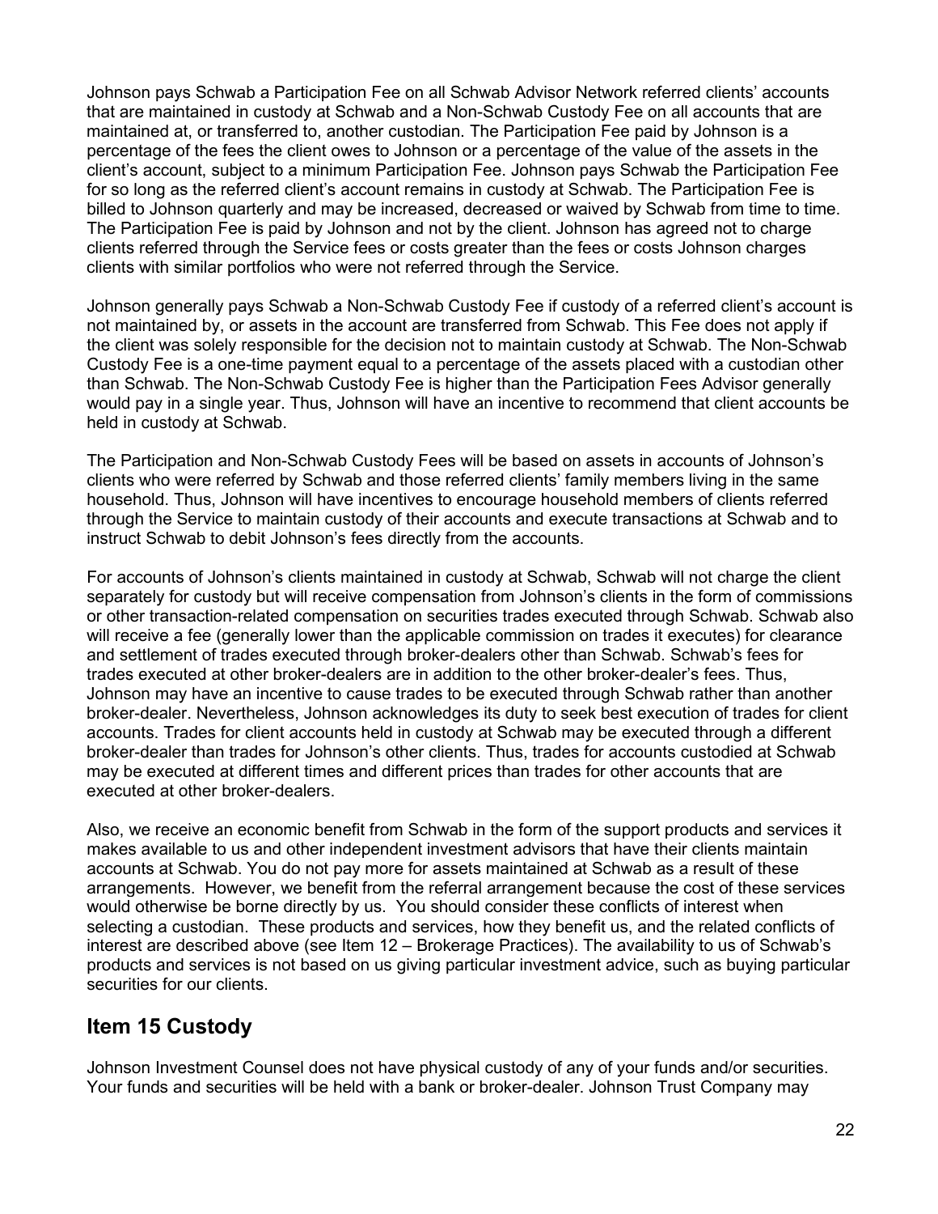Johnson pays Schwab a Participation Fee on all Schwab Advisor Network referred clients' accounts that are maintained in custody at Schwab and a Non-Schwab Custody Fee on all accounts that are maintained at, or transferred to, another custodian. The Participation Fee paid by Johnson is a percentage of the fees the client owes to Johnson or a percentage of the value of the assets in the client's account, subject to a minimum Participation Fee. Johnson pays Schwab the Participation Fee for so long as the referred client's account remains in custody at Schwab. The Participation Fee is billed to Johnson quarterly and may be increased, decreased or waived by Schwab from time to time. The Participation Fee is paid by Johnson and not by the client. Johnson has agreed not to charge clients referred through the Service fees or costs greater than the fees or costs Johnson charges clients with similar portfolios who were not referred through the Service.

Johnson generally pays Schwab a Non-Schwab Custody Fee if custody of a referred client's account is not maintained by, or assets in the account are transferred from Schwab. This Fee does not apply if the client was solely responsible for the decision not to maintain custody at Schwab. The Non-Schwab Custody Fee is a one-time payment equal to a percentage of the assets placed with a custodian other than Schwab. The Non-Schwab Custody Fee is higher than the Participation Fees Advisor generally would pay in a single year. Thus, Johnson will have an incentive to recommend that client accounts be held in custody at Schwab.

The Participation and Non-Schwab Custody Fees will be based on assets in accounts of Johnson's clients who were referred by Schwab and those referred clients' family members living in the same household. Thus, Johnson will have incentives to encourage household members of clients referred through the Service to maintain custody of their accounts and execute transactions at Schwab and to instruct Schwab to debit Johnson's fees directly from the accounts.

For accounts of Johnson's clients maintained in custody at Schwab, Schwab will not charge the client separately for custody but will receive compensation from Johnson's clients in the form of commissions or other transaction-related compensation on securities trades executed through Schwab. Schwab also will receive a fee (generally lower than the applicable commission on trades it executes) for clearance and settlement of trades executed through broker-dealers other than Schwab. Schwab's fees for trades executed at other broker-dealers are in addition to the other broker-dealer's fees. Thus, Johnson may have an incentive to cause trades to be executed through Schwab rather than another broker-dealer. Nevertheless, Johnson acknowledges its duty to seek best execution of trades for client accounts. Trades for client accounts held in custody at Schwab may be executed through a different broker-dealer than trades for Johnson's other clients. Thus, trades for accounts custodied at Schwab may be executed at different times and different prices than trades for other accounts that are executed at other broker-dealers.

Also, we receive an economic benefit from Schwab in the form of the support products and services it makes available to us and other independent investment advisors that have their clients maintain accounts at Schwab. You do not pay more for assets maintained at Schwab as a result of these arrangements. However, we benefit from the referral arrangement because the cost of these services would otherwise be borne directly by us. You should consider these conflicts of interest when selecting a custodian. These products and services, how they benefit us, and the related conflicts of interest are described above (see Item 12 – Brokerage Practices). The availability to us of Schwab's products and services is not based on us giving particular investment advice, such as buying particular securities for our clients.

## Item 15 Custody

Johnson Investment Counsel does not have physical custody of any of your funds and/or securities. Your funds and securities will be held with a bank or broker-dealer. Johnson Trust Company may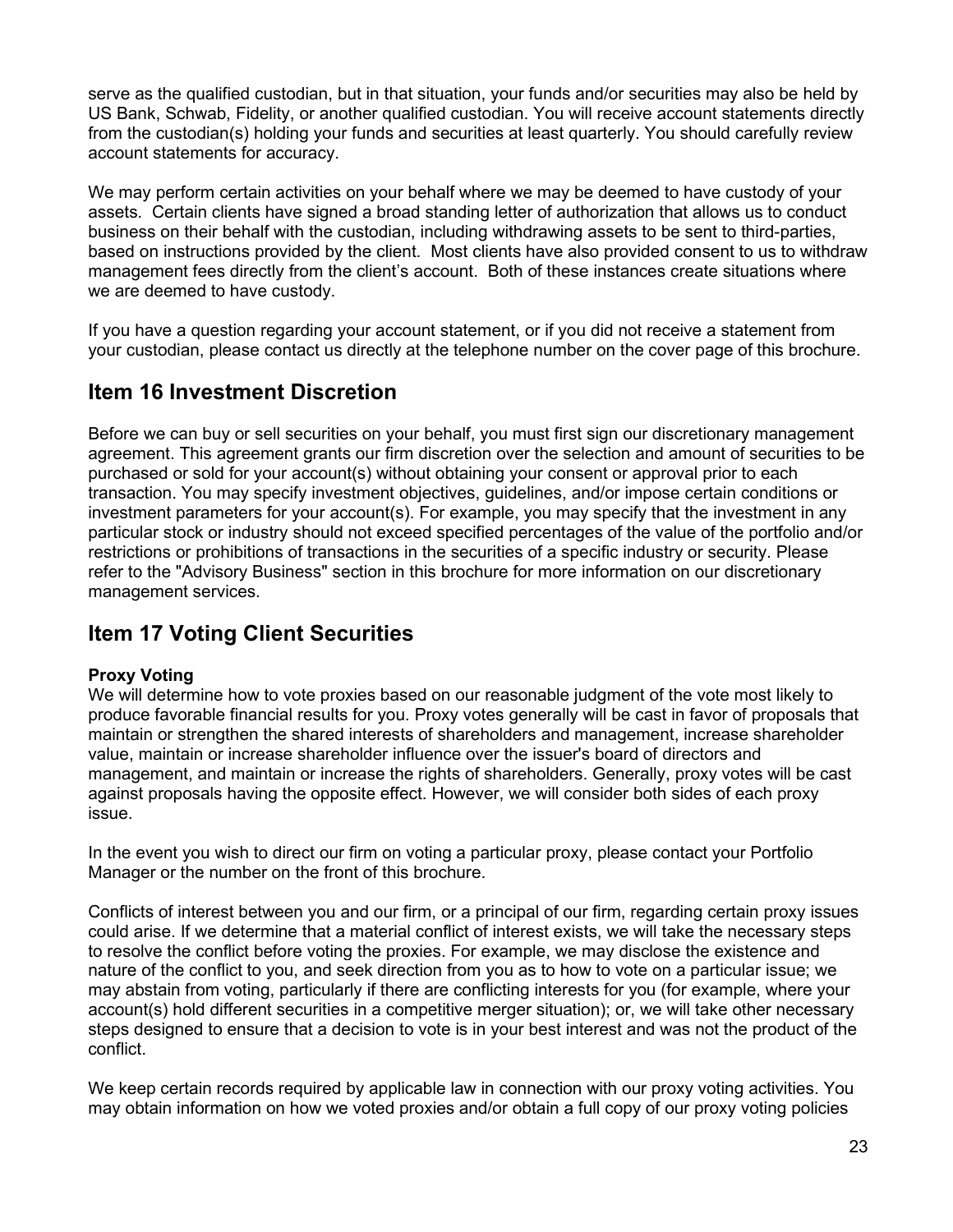serve as the qualified custodian, but in that situation, your funds and/or securities may also be held by US Bank, Schwab, Fidelity, or another qualified custodian. You will receive account statements directly from the custodian(s) holding your funds and securities at least quarterly. You should carefully review account statements for accuracy.

We may perform certain activities on your behalf where we may be deemed to have custody of your assets. Certain clients have signed a broad standing letter of authorization that allows us to conduct business on their behalf with the custodian, including withdrawing assets to be sent to third-parties, based on instructions provided by the client. Most clients have also provided consent to us to withdraw management fees directly from the client's account. Both of these instances create situations where we are deemed to have custody.

If you have a question regarding your account statement, or if you did not receive a statement from your custodian, please contact us directly at the telephone number on the cover page of this brochure.

## Item 16 Investment Discretion

Before we can buy or sell securities on your behalf, you must first sign our discretionary management agreement. This agreement grants our firm discretion over the selection and amount of securities to be purchased or sold for your account(s) without obtaining your consent or approval prior to each transaction. You may specify investment objectives, guidelines, and/or impose certain conditions or investment parameters for your account(s). For example, you may specify that the investment in any particular stock or industry should not exceed specified percentages of the value of the portfolio and/or restrictions or prohibitions of transactions in the securities of a specific industry or security. Please refer to the "Advisory Business" section in this brochure for more information on our discretionary management services.

## Item 17 Voting Client Securities

**Proxy Voting**

We will determine how to vote proxies based on our reasonable judgment of the vote most likely to produce favorable financial results for you. Proxy votes generally will be cast in favor of proposals that maintain or strengthen the shared interests of shareholders and management, increase shareholder value, maintain or increase shareholder influence over the issuer's board of directors and management, and maintain or increase the rights of shareholders. Generally, proxy votes will be cast against proposals having the opposite effect. However, we will consider both sides of each proxy issue.

In the event you wish to direct our firm on voting a particular proxy, please contact your Portfolio Manager or the number on the front of this brochure.

Conflicts of interest between you and our firm, or a principal of our firm, regarding certain proxy issues could arise. If we determine that a material conflict of interest exists, we will take the necessary steps to resolve the conflict before voting the proxies. For example, we may disclose the existence and nature of the conflict to you, and seek direction from you as to how to vote on a particular issue; we may abstain from voting, particularly if there are conflicting interests for you (for example, where your account(s) hold different securities in a competitive merger situation); or, we will take other necessary steps designed to ensure that a decision to vote is in your best interest and was not the product of the conflict.

We keep certain records required by applicable law in connection with our proxy voting activities. You may obtain information on how we voted proxies and/or obtain a full copy of our proxy voting policies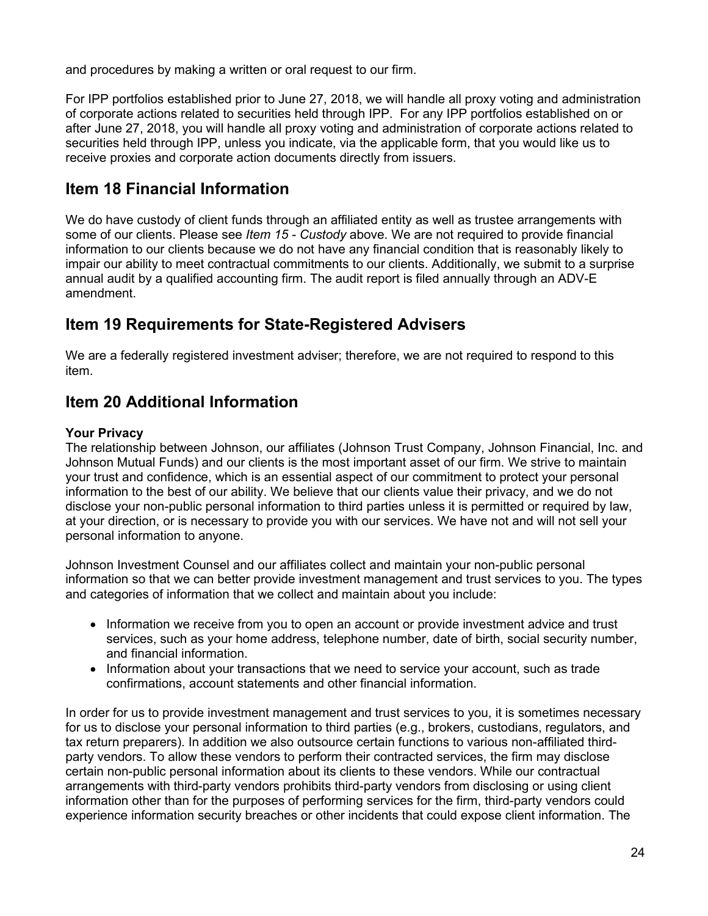and procedures by making a written or oral request to our firm.

For IPP portfolios established prior to June 27, 2018, we will handle all proxy voting and administration of corporate actions related to securities held through IPP. For any IPP portfolios established on or after June 27, 2018, you will handle all proxy voting and administration of corporate actions related to securities held through IPP, unless you indicate, via the applicable form, that you would like us to receive proxies and corporate action documents directly from issuers.

## Item 18 Financial Information

We do have custody of client funds through an affiliated entity as well as trustee arrangements with some of our clients. Please see *Item 15 - Custody* above. We are not required to provide financial information to our clients because we do not have any financial condition that is reasonably likely to impair our ability to meet contractual commitments to our clients. Additionally, we submit to a surprise annual audit by a qualified accounting firm. The audit report is filed annually through an ADV-E amendment.

## Item 19 Requirements for State-Registered Advisers

We are a federally registered investment adviser; therefore, we are not required to respond to this item.

## Item 20 Additional Information

**Your Privacy**

The relationship between Johnson, our affiliates (Johnson Trust Company, Johnson Financial, Inc. and Johnson Mutual Funds) and our clients is the most important asset of our firm. We strive to maintain your trust and confidence, which is an essential aspect of our commitment to protect your personal information to the best of our ability. We believe that our clients value their privacy, and we do not disclose your non-public personal information to third parties unless it is permitted or required by law, at your direction, or is necessary to provide you with our services. We have not and will not sell your personal information to anyone.

Johnson Investment Counsel and our affiliates collect and maintain your non-public personal information so that we can better provide investment management and trust services to you. The types and categories of information that we collect and maintain about you include:

- Information we receive from you to open an account or provide investment advice and trust services, such as your home address, telephone number, date of birth, social security number, and financial information.
- Information about your transactions that we need to service your account, such as trade confirmations, account statements and other financial information.

In order for us to provide investment management and trust services to you, it is sometimes necessary for us to disclose your personal information to third parties (e.g., brokers, custodians, regulators, and tax return preparers). In addition we also outsource certain functions to various non-affiliated third-party vendors. To allow these vendors to perform their contracted services, the firm may disclose certain non-public personal information about its clients to these vendors. While our contractual arrangements with third-party vendors prohibits third-party vendors from disclosing or using client information other than for the purposes of performing services for the firm, third-party vendors could experience information security breaches or other incidents that could expose client information. The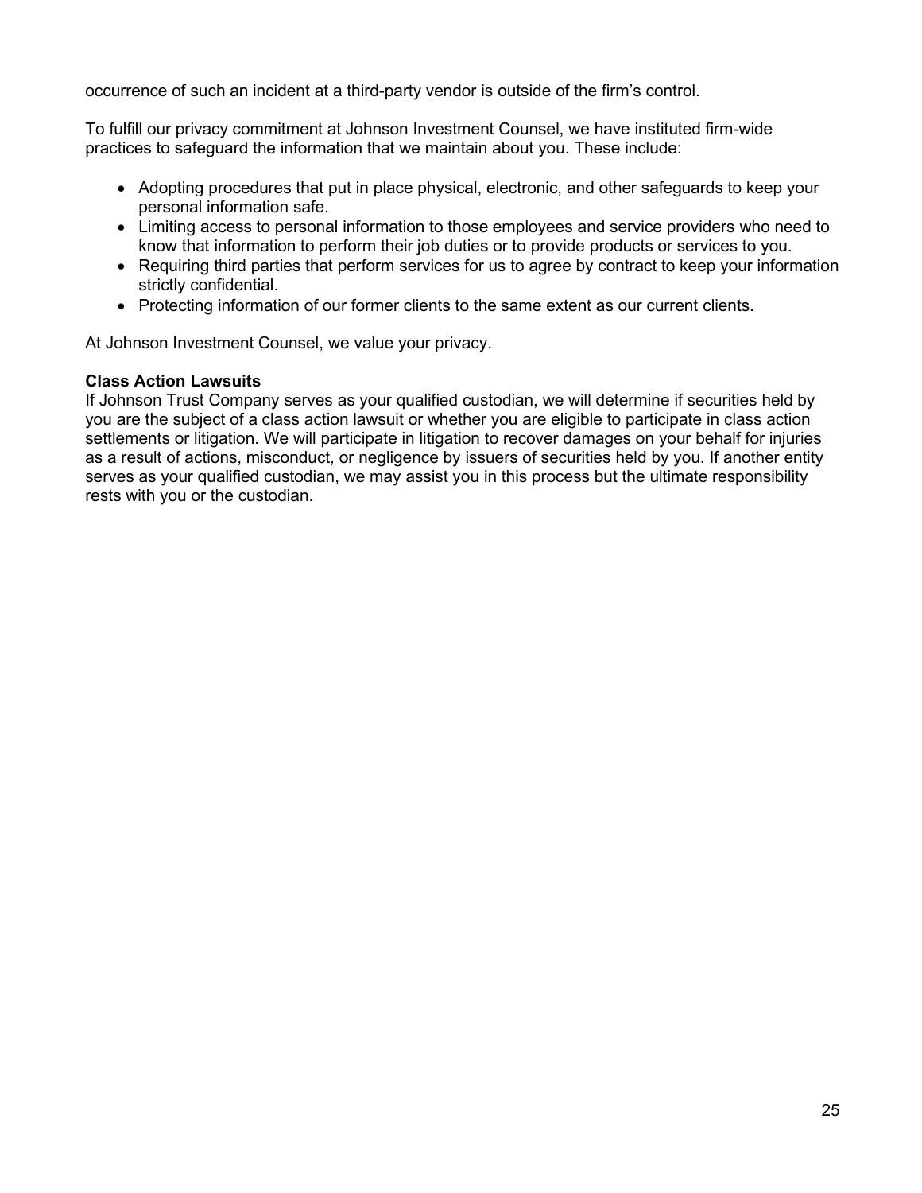occurrence of such an incident at a third-party vendor is outside of the firm's control.

To fulfill our privacy commitment at Johnson Investment Counsel, we have instituted firm-wide practices to safeguard the information that we maintain about you. These include:

- Adopting procedures that put in place physical, electronic, and other safeguards to keep your personal information safe.
- Limiting access to personal information to those employees and service providers who need to know that information to perform their job duties or to provide products or services to you.
- Requiring third parties that perform services for us to agree by contract to keep your information strictly confidential.
- Protecting information of our former clients to the same extent as our current clients.

At Johnson Investment Counsel, we value your privacy.

**Class Action Lawsuits**

If Johnson Trust Company serves as your qualified custodian, we will determine if securities held by you are the subject of a class action lawsuit or whether you are eligible to participate in class action settlements or litigation. We will participate in litigation to recover damages on your behalf for injuries as a result of actions, misconduct, or negligence by issuers of securities held by you. If another entity serves as your qualified custodian, we may assist you in this process but the ultimate responsibility rests with you or the custodian.